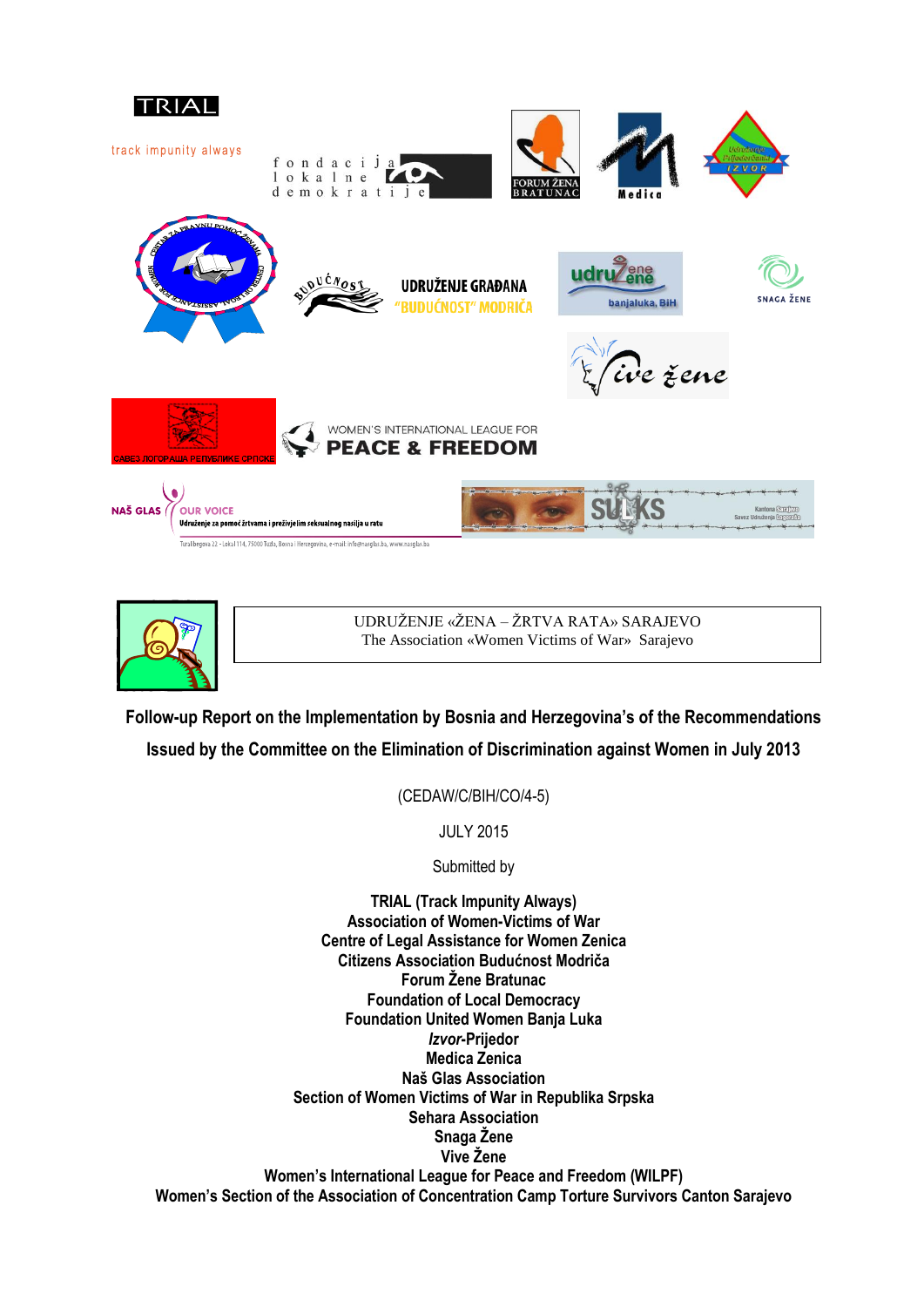UDRUŽENJE «ŽENA – ŽRTVA RATA» SARAJEVO
The Association «Women Victims of War» Sarajevo

# Follow-up Report on the Implementation by Bosnia and Herzegovina's of the Recommendations Issued by the Committee on the Elimination of Discrimination against Women in July 2013

(CEDAW/C/BIH/CO/4-5)

JULY 2015

Submitted by

**TRIAL (Track Impunity Always)**
**Association of Women-Victims of War**
**Centre of Legal Assistance for Women Zenica**
**Citizens Association Budućnost Modriča**
**Forum Žene Bratunac**
**Foundation of Local Democracy**
**Foundation United Women Banja Luka**
***Izvor*-Prijedor**
**Medica Zenica**
**Naš Glas Association**
**Section of Women Victims of War in Republika Srpska**
**Sehara Association**
**Snaga Žene**
**Vive Žene**
**Women's International League for Peace and Freedom (WILPF)**
**Women's Section of the Association of Concentration Camp Torture Survivors Canton Sarajevo**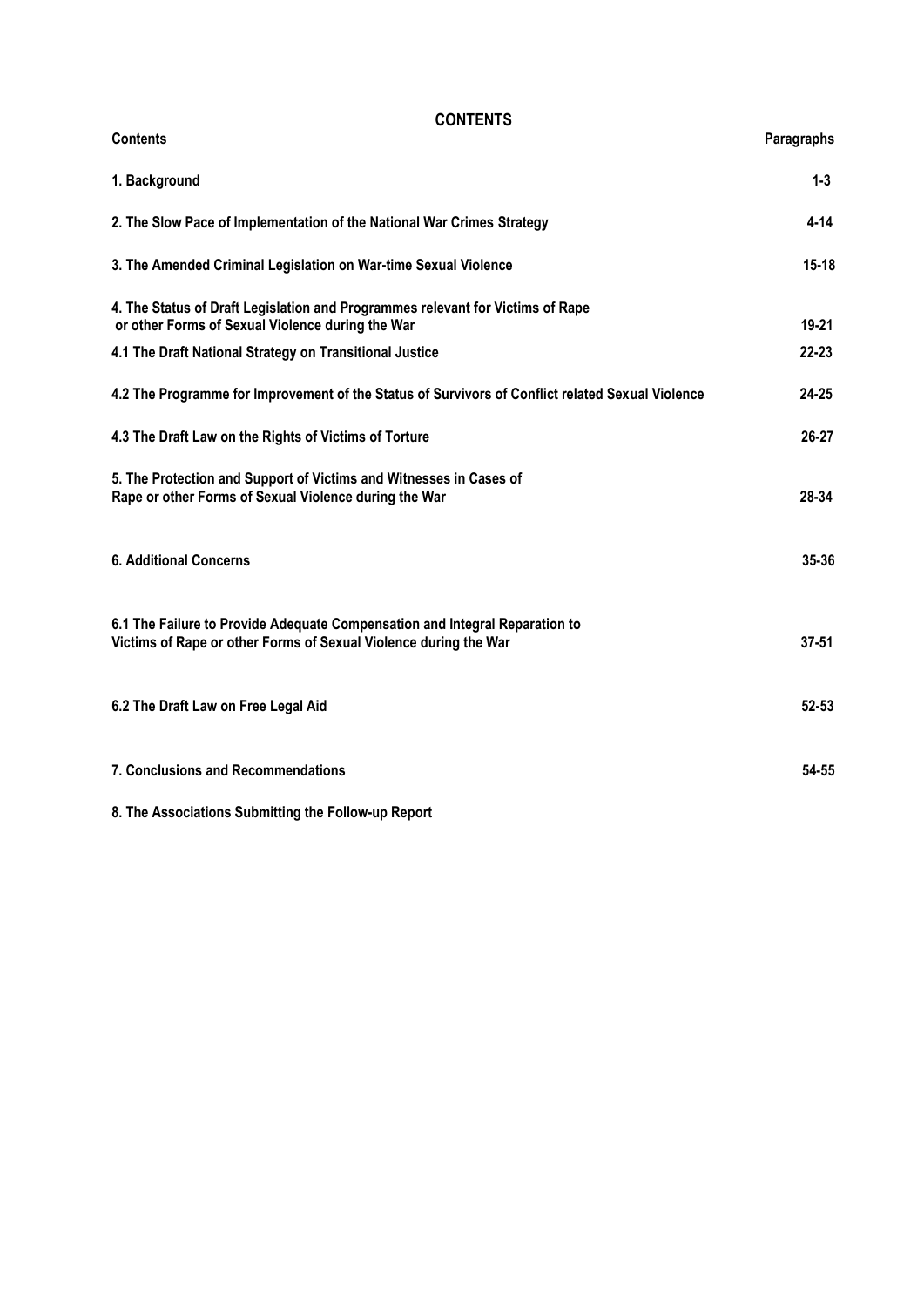# CONTENTS

| Contents | Paragraphs |
|---|---|
| **1. Background** | **1-3** |
| **2. The Slow Pace of Implementation of the National War Crimes Strategy** | **4-14** |
| **3. The Amended Criminal Legislation on War-time Sexual Violence** | **15-18** |
| **4. The Status of Draft Legislation and Programmes relevant for Victims of Rape or other Forms of Sexual Violence during the War** | **19-21** |
| **4.1 The Draft National Strategy on Transitional Justice** | **22-23** |
| **4.2 The Programme for Improvement of the Status of Survivors of Conflict related Sexual Violence** | **24-25** |
| **4.3 The Draft Law on the Rights of Victims of Torture** | **26-27** |
| **5. The Protection and Support of Victims and Witnesses in Cases of Rape or other Forms of Sexual Violence during the War** | **28-34** |
| **6. Additional Concerns** | **35-36** |
| **6.1 The Failure to Provide Adequate Compensation and Integral Reparation to Victims of Rape or other Forms of Sexual Violence during the War** | **37-51** |
| **6.2 The Draft Law on Free Legal Aid** | **52-53** |
| **7. Conclusions and Recommendations** | **54-55** |
| **8. The Associations Submitting the Follow-up Report** | |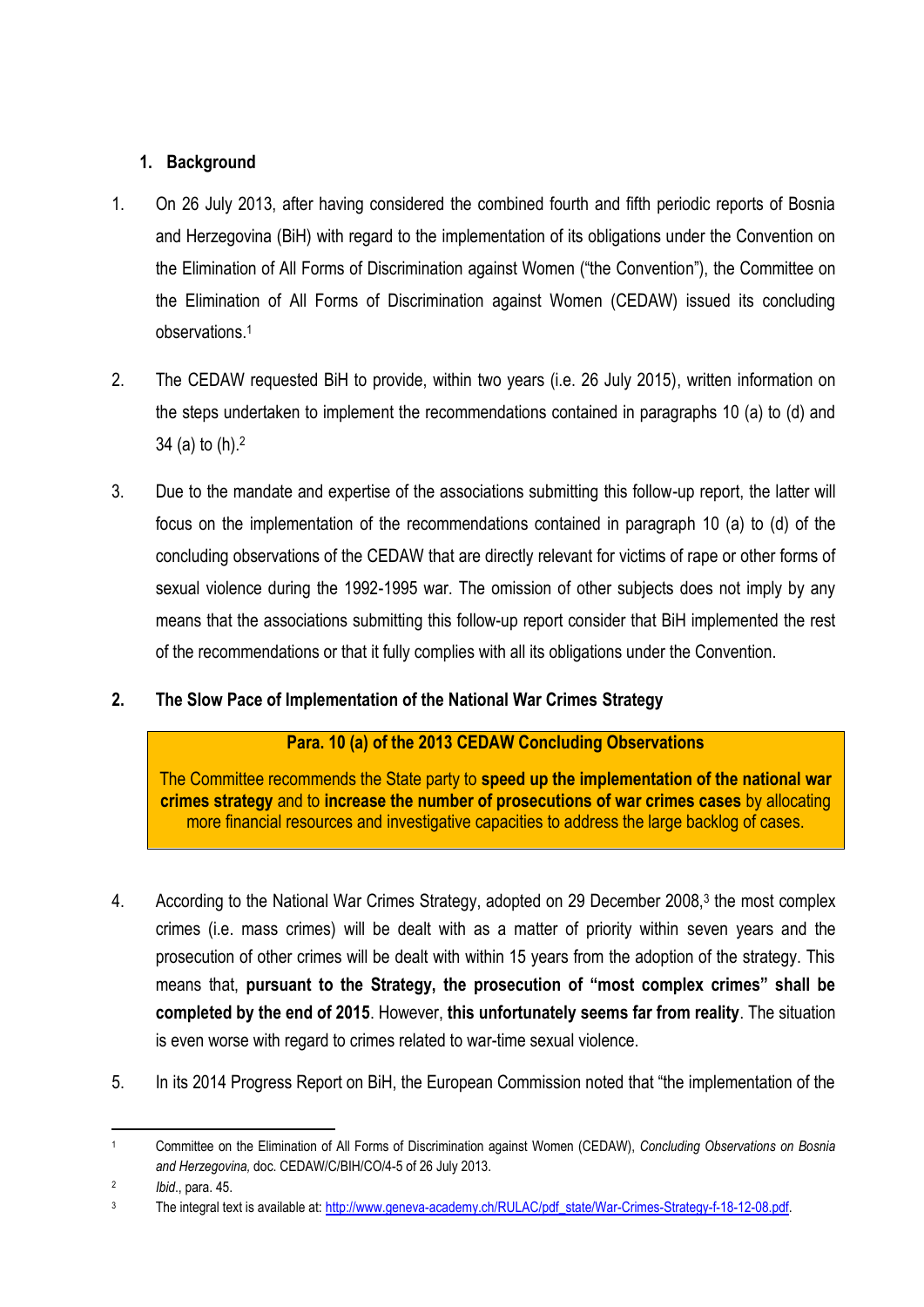## 1. Background

1. On 26 July 2013, after having considered the combined fourth and fifth periodic reports of Bosnia and Herzegovina (BiH) with regard to the implementation of its obligations under the Convention on the Elimination of All Forms of Discrimination against Women ("the Convention"), the Committee on the Elimination of All Forms of Discrimination against Women (CEDAW) issued its concluding observations.[1]

2. The CEDAW requested BiH to provide, within two years (i.e. 26 July 2015), written information on the steps undertaken to implement the recommendations contained in paragraphs 10 (a) to (d) and 34 (a) to (h).[2]

3. Due to the mandate and expertise of the associations submitting this follow-up report, the latter will focus on the implementation of the recommendations contained in paragraph 10 (a) to (d) of the concluding observations of the CEDAW that are directly relevant for victims of rape or other forms of sexual violence during the 1992-1995 war. The omission of other subjects does not imply by any means that the associations submitting this follow-up report consider that BiH implemented the rest of the recommendations or that it fully complies with all its obligations under the Convention.

## 2. The Slow Pace of Implementation of the National War Crimes Strategy

> **Para. 10 (a) of the 2013 CEDAW Concluding Observations**
>
> The Committee recommends the State party to **speed up the implementation of the national war crimes strategy** and to **increase the number of prosecutions of war crimes cases** by allocating more financial resources and investigative capacities to address the large backlog of cases.

4. According to the National War Crimes Strategy, adopted on 29 December 2008,[3] the most complex crimes (i.e. mass crimes) will be dealt with as a matter of priority within seven years and the prosecution of other crimes will be dealt with within 15 years from the adoption of the strategy. This means that, **pursuant to the Strategy, the prosecution of "most complex crimes" shall be completed by the end of 2015**. However, **this unfortunately seems far from reality**. The situation is even worse with regard to crimes related to war-time sexual violence.

5. In its 2014 Progress Report on BiH, the European Commission noted that "the implementation of the

---

[1] Committee on the Elimination of All Forms of Discrimination against Women (CEDAW), *Concluding Observations on Bosnia and Herzegovina,* doc. CEDAW/C/BIH/CO/4-5 of 26 July 2013.

[2] *Ibid*., para. 45.

[3] The integral text is available at: http://www.geneva-academy.ch/RULAC/pdf_state/War-Crimes-Strategy-f-18-12-08.pdf.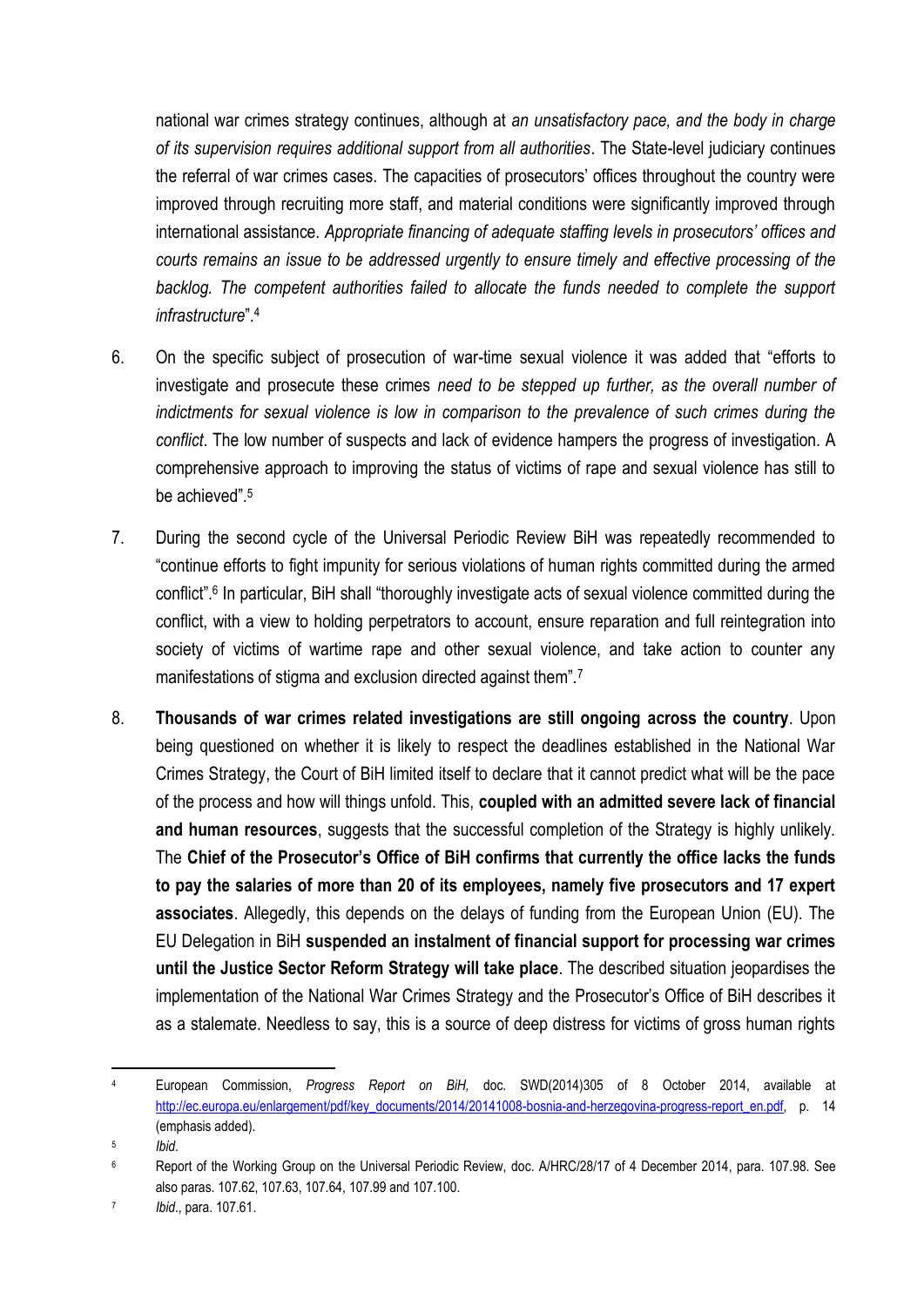national war crimes strategy continues, although at *an unsatisfactory pace, and the body in charge of its supervision requires additional support from all authorities*. The State-level judiciary continues the referral of war crimes cases. The capacities of prosecutors' offices throughout the country were improved through recruiting more staff, and material conditions were significantly improved through international assistance. *Appropriate financing of adequate staffing levels in prosecutors' offices and courts remains an issue to be addressed urgently to ensure timely and effective processing of the backlog. The competent authorities failed to allocate the funds needed to complete the support infrastructure*".[4]

6. On the specific subject of prosecution of war-time sexual violence it was added that "efforts to investigate and prosecute these crimes *need to be stepped up further, as the overall number of indictments for sexual violence is low in comparison to the prevalence of such crimes during the conflict*. The low number of suspects and lack of evidence hampers the progress of investigation. A comprehensive approach to improving the status of victims of rape and sexual violence has still to be achieved".[5]

7. During the second cycle of the Universal Periodic Review BiH was repeatedly recommended to "continue efforts to fight impunity for serious violations of human rights committed during the armed conflict".[6] In particular, BiH shall "thoroughly investigate acts of sexual violence committed during the conflict, with a view to holding perpetrators to account, ensure reparation and full reintegration into society of victims of wartime rape and other sexual violence, and take action to counter any manifestations of stigma and exclusion directed against them".[7]

8. **Thousands of war crimes related investigations are still ongoing across the country**. Upon being questioned on whether it is likely to respect the deadlines established in the National War Crimes Strategy, the Court of BiH limited itself to declare that it cannot predict what will be the pace of the process and how will things unfold. This, **coupled with an admitted severe lack of financial and human resources**, suggests that the successful completion of the Strategy is highly unlikely. The **Chief of the Prosecutor's Office of BiH confirms that currently the office lacks the funds to pay the salaries of more than 20 of its employees, namely five prosecutors and 17 expert associates**. Allegedly, this depends on the delays of funding from the European Union (EU). The EU Delegation in BiH **suspended an instalment of financial support for processing war crimes until the Justice Sector Reform Strategy will take place**. The described situation jeopardises the implementation of the National War Crimes Strategy and the Prosecutor's Office of BiH describes it as a stalemate. Needless to say, this is a source of deep distress for victims of gross human rights

---

[4] European Commission, *Progress Report on BiH,* doc. SWD(2014)305 of 8 October 2014, available at http://ec.europa.eu/enlargement/pdf/key_documents/2014/20141008-bosnia-and-herzegovina-progress-report_en.pdf, p. 14 (emphasis added).

[5] *Ibid*.

[6] Report of the Working Group on the Universal Periodic Review, doc. A/HRC/28/17 of 4 December 2014, para. 107.98. See also paras. 107.62, 107.63, 107.64, 107.99 and 107.100.

[7] *Ibid*., para. 107.61.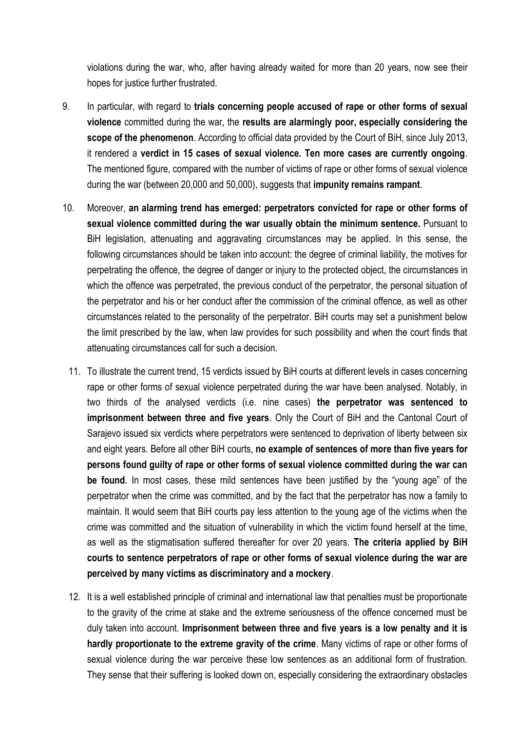violations during the war, who, after having already waited for more than 20 years, now see their hopes for justice further frustrated.

9. In particular, with regard to **trials concerning people accused of rape or other forms of sexual violence** committed during the war, the **results are alarmingly poor, especially considering the scope of the phenomenon**. According to official data provided by the Court of BiH, since July 2013, it rendered a **verdict in 15 cases of sexual violence. Ten more cases are currently ongoing**. The mentioned figure, compared with the number of victims of rape or other forms of sexual violence during the war (between 20,000 and 50,000), suggests that **impunity remains rampant**.

10. Moreover, **an alarming trend has emerged: perpetrators convicted for rape or other forms of sexual violence committed during the war usually obtain the minimum sentence.** Pursuant to BiH legislation, attenuating and aggravating circumstances may be applied. In this sense, the following circumstances should be taken into account: the degree of criminal liability, the motives for perpetrating the offence, the degree of danger or injury to the protected object, the circumstances in which the offence was perpetrated, the previous conduct of the perpetrator, the personal situation of the perpetrator and his or her conduct after the commission of the criminal offence, as well as other circumstances related to the personality of the perpetrator. BiH courts may set a punishment below the limit prescribed by the law, when law provides for such possibility and when the court finds that attenuating circumstances call for such a decision.

11. To illustrate the current trend, 15 verdicts issued by BiH courts at different levels in cases concerning rape or other forms of sexual violence perpetrated during the war have been analysed. Notably, in two thirds of the analysed verdicts (i.e. nine cases) **the perpetrator was sentenced to imprisonment between three and five years**. Only the Court of BiH and the Cantonal Court of Sarajevo issued six verdicts where perpetrators were sentenced to deprivation of liberty between six and eight years. Before all other BiH courts, **no example of sentences of more than five years for persons found guilty of rape or other forms of sexual violence committed during the war can be found**. In most cases, these mild sentences have been justified by the "young age" of the perpetrator when the crime was committed, and by the fact that the perpetrator has now a family to maintain. It would seem that BiH courts pay less attention to the young age of the victims when the crime was committed and the situation of vulnerability in which the victim found herself at the time, as well as the stigmatisation suffered thereafter for over 20 years. **The criteria applied by BiH courts to sentence perpetrators of rape or other forms of sexual violence during the war are perceived by many victims as discriminatory and a mockery**.

12. It is a well established principle of criminal and international law that penalties must be proportionate to the gravity of the crime at stake and the extreme seriousness of the offence concerned must be duly taken into account. **Imprisonment between three and five years is a low penalty and it is hardly proportionate to the extreme gravity of the crime**. Many victims of rape or other forms of sexual violence during the war perceive these low sentences as an additional form of frustration. They sense that their suffering is looked down on, especially considering the extraordinary obstacles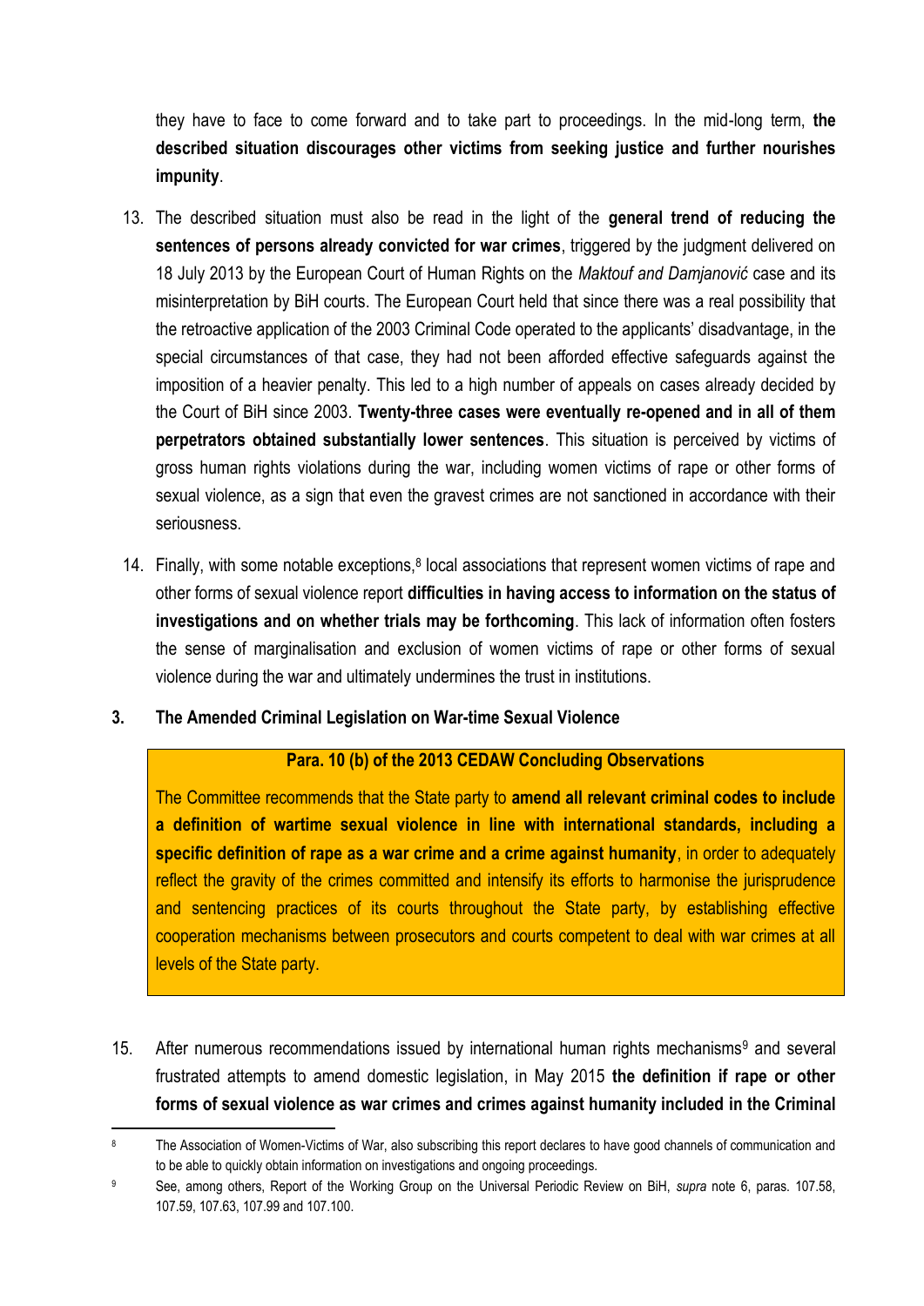they have to face to come forward and to take part to proceedings. In the mid-long term, **the described situation discourages other victims from seeking justice and further nourishes impunity**.

13. The described situation must also be read in the light of the **general trend of reducing the sentences of persons already convicted for war crimes**, triggered by the judgment delivered on 18 July 2013 by the European Court of Human Rights on the *Maktouf and Damjanović* case and its misinterpretation by BiH courts. The European Court held that since there was a real possibility that the retroactive application of the 2003 Criminal Code operated to the applicants' disadvantage, in the special circumstances of that case, they had not been afforded effective safeguards against the imposition of a heavier penalty. This led to a high number of appeals on cases already decided by the Court of BiH since 2003. **Twenty-three cases were eventually re-opened and in all of them perpetrators obtained substantially lower sentences**. This situation is perceived by victims of gross human rights violations during the war, including women victims of rape or other forms of sexual violence, as a sign that even the gravest crimes are not sanctioned in accordance with their seriousness.

14. Finally, with some notable exceptions,[8] local associations that represent women victims of rape and other forms of sexual violence report **difficulties in having access to information on the status of investigations and on whether trials may be forthcoming**. This lack of information often fosters the sense of marginalisation and exclusion of women victims of rape or other forms of sexual violence during the war and ultimately undermines the trust in institutions.

## 3. The Amended Criminal Legislation on War-time Sexual Violence

> **Para. 10 (b) of the 2013 CEDAW Concluding Observations**
>
> The Committee recommends that the State party to **amend all relevant criminal codes to include a definition of wartime sexual violence in line with international standards, including a specific definition of rape as a war crime and a crime against humanity**, in order to adequately reflect the gravity of the crimes committed and intensify its efforts to harmonise the jurisprudence and sentencing practices of its courts throughout the State party, by establishing effective cooperation mechanisms between prosecutors and courts competent to deal with war crimes at all levels of the State party.

15. After numerous recommendations issued by international human rights mechanisms[9] and several frustrated attempts to amend domestic legislation, in May 2015 **the definition if rape or other forms of sexual violence as war crimes and crimes against humanity included in the Criminal**

---

[8] The Association of Women-Victims of War, also subscribing this report declares to have good channels of communication and to be able to quickly obtain information on investigations and ongoing proceedings.

[9] See, among others, Report of the Working Group on the Universal Periodic Review on BiH, *supra* note 6, paras. 107.58, 107.59, 107.63, 107.99 and 107.100.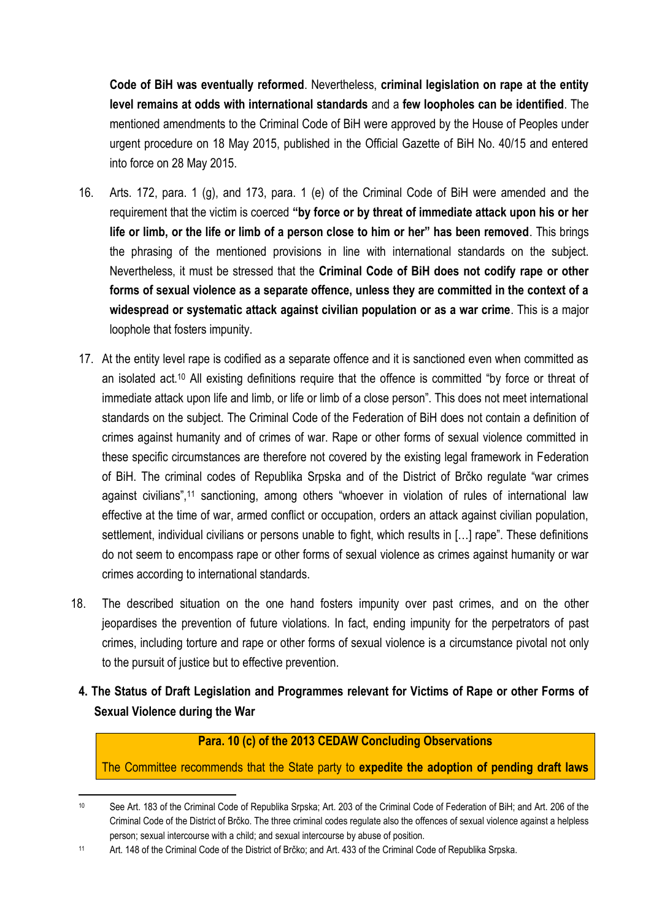**Code of BiH was eventually reformed**. Nevertheless, **criminal legislation on rape at the entity level remains at odds with international standards** and a **few loopholes can be identified**. The mentioned amendments to the Criminal Code of BiH were approved by the House of Peoples under urgent procedure on 18 May 2015, published in the Official Gazette of BiH No. 40/15 and entered into force on 28 May 2015.

16. Arts. 172, para. 1 (g), and 173, para. 1 (e) of the Criminal Code of BiH were amended and the requirement that the victim is coerced **"by force or by threat of immediate attack upon his or her life or limb, or the life or limb of a person close to him or her" has been removed**. This brings the phrasing of the mentioned provisions in line with international standards on the subject. Nevertheless, it must be stressed that the **Criminal Code of BiH does not codify rape or other forms of sexual violence as a separate offence, unless they are committed in the context of a widespread or systematic attack against civilian population or as a war crime**. This is a major loophole that fosters impunity.

17. At the entity level rape is codified as a separate offence and it is sanctioned even when committed as an isolated act.[10] All existing definitions require that the offence is committed "by force or threat of immediate attack upon life and limb, or life or limb of a close person". This does not meet international standards on the subject. The Criminal Code of the Federation of BiH does not contain a definition of crimes against humanity and of crimes of war. Rape or other forms of sexual violence committed in these specific circumstances are therefore not covered by the existing legal framework in Federation of BiH. The criminal codes of Republika Srpska and of the District of Brčko regulate "war crimes against civilians",[11] sanctioning, among others "whoever in violation of rules of international law effective at the time of war, armed conflict or occupation, orders an attack against civilian population, settlement, individual civilians or persons unable to fight, which results in […] rape". These definitions do not seem to encompass rape or other forms of sexual violence as crimes against humanity or war crimes according to international standards.

18. The described situation on the one hand fosters impunity over past crimes, and on the other jeopardises the prevention of future violations. In fact, ending impunity for the perpetrators of past crimes, including torture and rape or other forms of sexual violence is a circumstance pivotal not only to the pursuit of justice but to effective prevention.

## 4. The Status of Draft Legislation and Programmes relevant for Victims of Rape or other Forms of Sexual Violence during the War

**Para. 10 (c) of the 2013 CEDAW Concluding Observations**

The Committee recommends that the State party to **expedite the adoption of pending draft laws**

---

[10] See Art. 183 of the Criminal Code of Republika Srpska; Art. 203 of the Criminal Code of Federation of BiH; and Art. 206 of the Criminal Code of the District of Brčko. The three criminal codes regulate also the offences of sexual violence against a helpless person; sexual intercourse with a child; and sexual intercourse by abuse of position.

[11] Art. 148 of the Criminal Code of the District of Brčko; and Art. 433 of the Criminal Code of Republika Srpska.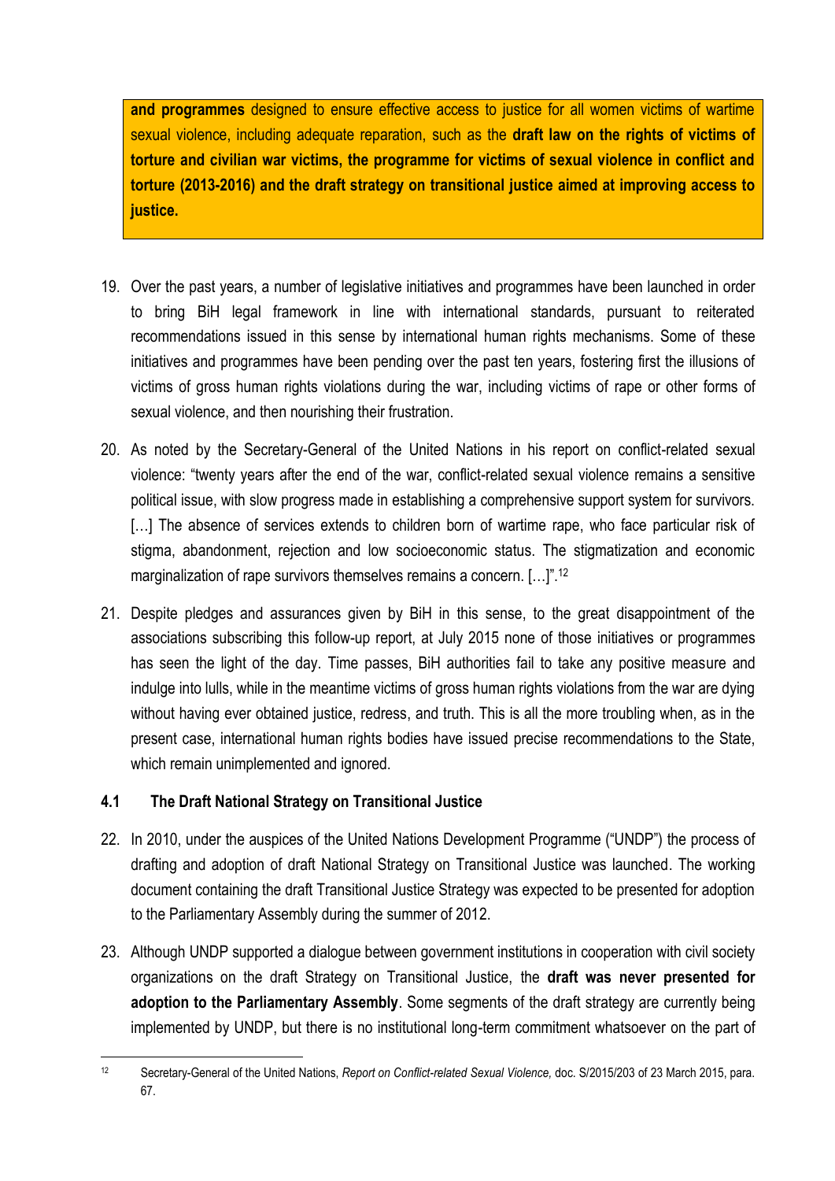**and programmes** designed to ensure effective access to justice for all women victims of wartime sexual violence, including adequate reparation, such as the **draft law on the rights of victims of torture and civilian war victims, the programme for victims of sexual violence in conflict and torture (2013-2016) and the draft strategy on transitional justice aimed at improving access to justice.**

19. Over the past years, a number of legislative initiatives and programmes have been launched in order to bring BiH legal framework in line with international standards, pursuant to reiterated recommendations issued in this sense by international human rights mechanisms. Some of these initiatives and programmes have been pending over the past ten years, fostering first the illusions of victims of gross human rights violations during the war, including victims of rape or other forms of sexual violence, and then nourishing their frustration.

20. As noted by the Secretary-General of the United Nations in his report on conflict-related sexual violence: "twenty years after the end of the war, conflict-related sexual violence remains a sensitive political issue, with slow progress made in establishing a comprehensive support system for survivors. […] The absence of services extends to children born of wartime rape, who face particular risk of stigma, abandonment, rejection and low socioeconomic status. The stigmatization and economic marginalization of rape survivors themselves remains a concern. […]".[12]

21. Despite pledges and assurances given by BiH in this sense, to the great disappointment of the associations subscribing this follow-up report, at July 2015 none of those initiatives or programmes has seen the light of the day. Time passes, BiH authorities fail to take any positive measure and indulge into lulls, while in the meantime victims of gross human rights violations from the war are dying without having ever obtained justice, redress, and truth. This is all the more troubling when, as in the present case, international human rights bodies have issued precise recommendations to the State, which remain unimplemented and ignored.

### 4.1 The Draft National Strategy on Transitional Justice

22. In 2010, under the auspices of the United Nations Development Programme ("UNDP") the process of drafting and adoption of draft National Strategy on Transitional Justice was launched. The working document containing the draft Transitional Justice Strategy was expected to be presented for adoption to the Parliamentary Assembly during the summer of 2012.

23. Although UNDP supported a dialogue between government institutions in cooperation with civil society organizations on the draft Strategy on Transitional Justice, the **draft was never presented for adoption to the Parliamentary Assembly**. Some segments of the draft strategy are currently being implemented by UNDP, but there is no institutional long-term commitment whatsoever on the part of

[12] Secretary-General of the United Nations, *Report on Conflict-related Sexual Violence,* doc. S/2015/203 of 23 March 2015, para. 67.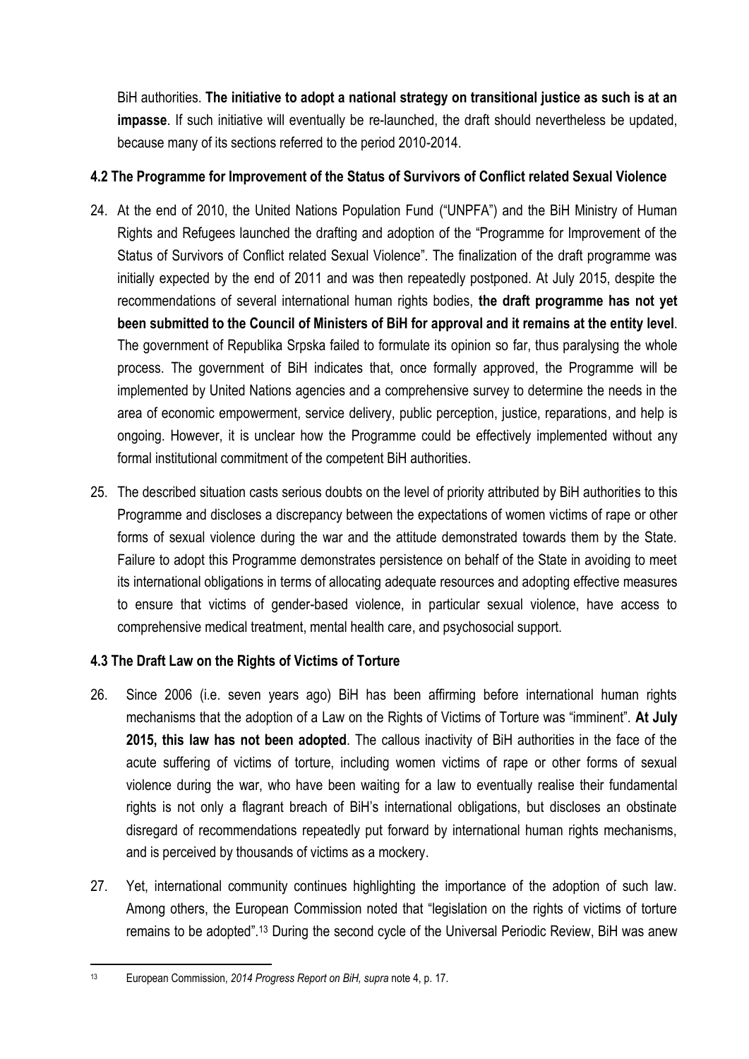BiH authorities. **The initiative to adopt a national strategy on transitional justice as such is at an impasse**. If such initiative will eventually be re-launched, the draft should nevertheless be updated, because many of its sections referred to the period 2010-2014.

### 4.2 The Programme for Improvement of the Status of Survivors of Conflict related Sexual Violence

24. At the end of 2010, the United Nations Population Fund ("UNPFA") and the BiH Ministry of Human Rights and Refugees launched the drafting and adoption of the "Programme for Improvement of the Status of Survivors of Conflict related Sexual Violence". The finalization of the draft programme was initially expected by the end of 2011 and was then repeatedly postponed. At July 2015, despite the recommendations of several international human rights bodies, **the draft programme has not yet been submitted to the Council of Ministers of BiH for approval and it remains at the entity level**. The government of Republika Srpska failed to formulate its opinion so far, thus paralysing the whole process. The government of BiH indicates that, once formally approved, the Programme will be implemented by United Nations agencies and a comprehensive survey to determine the needs in the area of economic empowerment, service delivery, public perception, justice, reparations, and help is ongoing. However, it is unclear how the Programme could be effectively implemented without any formal institutional commitment of the competent BiH authorities.

25. The described situation casts serious doubts on the level of priority attributed by BiH authorities to this Programme and discloses a discrepancy between the expectations of women victims of rape or other forms of sexual violence during the war and the attitude demonstrated towards them by the State. Failure to adopt this Programme demonstrates persistence on behalf of the State in avoiding to meet its international obligations in terms of allocating adequate resources and adopting effective measures to ensure that victims of gender-based violence, in particular sexual violence, have access to comprehensive medical treatment, mental health care, and psychosocial support.

### 4.3 The Draft Law on the Rights of Victims of Torture

26. Since 2006 (i.e. seven years ago) BiH has been affirming before international human rights mechanisms that the adoption of a Law on the Rights of Victims of Torture was "imminent". **At July 2015, this law has not been adopted**. The callous inactivity of BiH authorities in the face of the acute suffering of victims of torture, including women victims of rape or other forms of sexual violence during the war, who have been waiting for a law to eventually realise their fundamental rights is not only a flagrant breach of BiH's international obligations, but discloses an obstinate disregard of recommendations repeatedly put forward by international human rights mechanisms, and is perceived by thousands of victims as a mockery.

27. Yet, international community continues highlighting the importance of the adoption of such law. Among others, the European Commission noted that "legislation on the rights of victims of torture remains to be adopted".[13] During the second cycle of the Universal Periodic Review, BiH was anew

[13] European Commission, *2014 Progress Report on BiH, supra* note 4, p. 17.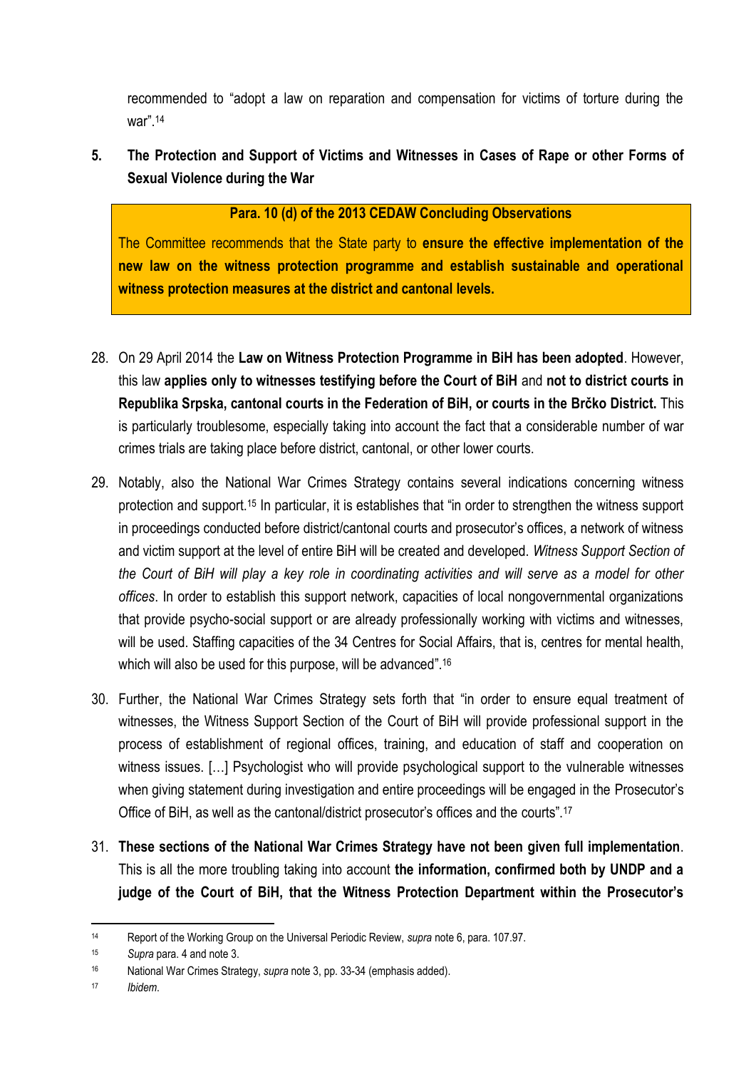recommended to "adopt a law on reparation and compensation for victims of torture during the war".[14]

## 5. The Protection and Support of Victims and Witnesses in Cases of Rape or other Forms of Sexual Violence during the War

> **Para. 10 (d) of the 2013 CEDAW Concluding Observations**
>
> The Committee recommends that the State party to **ensure the effective implementation of the new law on the witness protection programme and establish sustainable and operational witness protection measures at the district and cantonal levels.**

28. On 29 April 2014 the **Law on Witness Protection Programme in BiH has been adopted**. However, this law **applies only to witnesses testifying before the Court of BiH** and **not to district courts in Republika Srpska, cantonal courts in the Federation of BiH, or courts in the Brčko District.** This is particularly troublesome, especially taking into account the fact that a considerable number of war crimes trials are taking place before district, cantonal, or other lower courts.

29. Notably, also the National War Crimes Strategy contains several indications concerning witness protection and support.[15] In particular, it is establishes that "in order to strengthen the witness support in proceedings conducted before district/cantonal courts and prosecutor's offices, a network of witness and victim support at the level of entire BiH will be created and developed. *Witness Support Section of the Court of BiH will play a key role in coordinating activities and will serve as a model for other offices*. In order to establish this support network, capacities of local nongovernmental organizations that provide psycho-social support or are already professionally working with victims and witnesses, will be used. Staffing capacities of the 34 Centres for Social Affairs, that is, centres for mental health, which will also be used for this purpose, will be advanced".[16]

30. Further, the National War Crimes Strategy sets forth that "in order to ensure equal treatment of witnesses, the Witness Support Section of the Court of BiH will provide professional support in the process of establishment of regional offices, training, and education of staff and cooperation on witness issues. […] Psychologist who will provide psychological support to the vulnerable witnesses when giving statement during investigation and entire proceedings will be engaged in the Prosecutor's Office of BiH, as well as the cantonal/district prosecutor's offices and the courts".[17]

31. **These sections of the National War Crimes Strategy have not been given full implementation**. This is all the more troubling taking into account **the information, confirmed both by UNDP and a judge of the Court of BiH, that the Witness Protection Department within the Prosecutor's**

---

[14] Report of the Working Group on the Universal Periodic Review, *supra* note 6, para. 107.97.

[15] *Supra* para. 4 and note 3.

[16] National War Crimes Strategy, *supra* note 3, pp. 33-34 (emphasis added).

[17] *Ibidem*.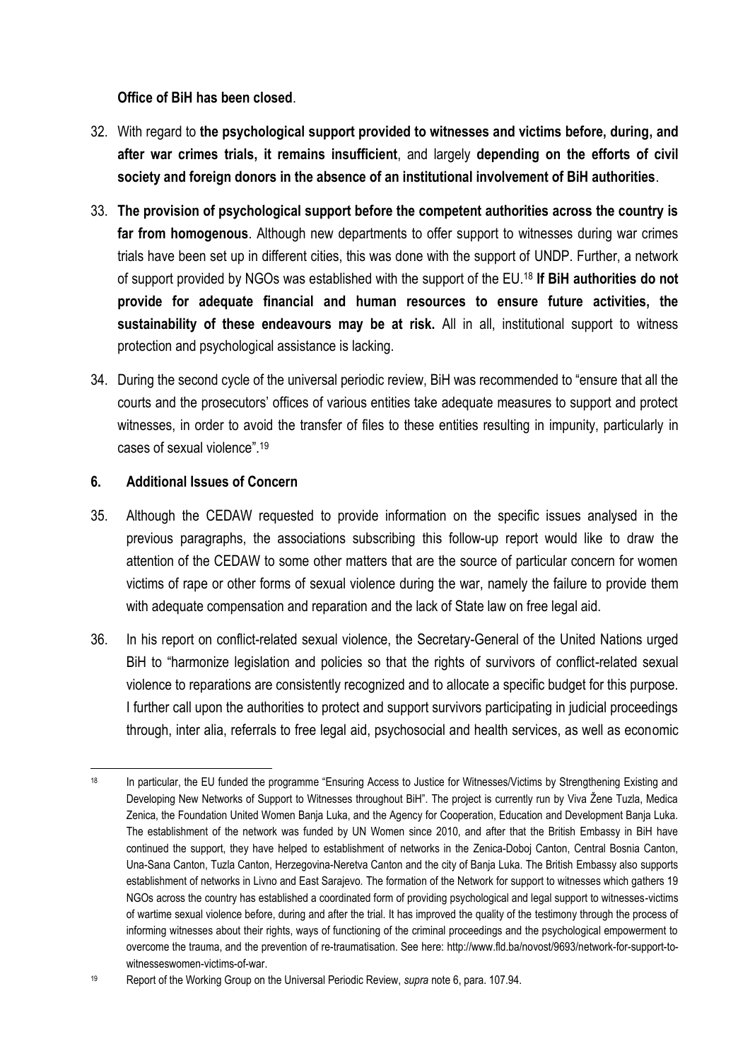**Office of BiH has been closed**.

32. With regard to **the psychological support provided to witnesses and victims before, during, and after war crimes trials, it remains insufficient**, and largely **depending on the efforts of civil society and foreign donors in the absence of an institutional involvement of BiH authorities**.

33. **The provision of psychological support before the competent authorities across the country is far from homogenous**. Although new departments to offer support to witnesses during war crimes trials have been set up in different cities, this was done with the support of UNDP. Further, a network of support provided by NGOs was established with the support of the EU.[18] **If BiH authorities do not provide for adequate financial and human resources to ensure future activities, the sustainability of these endeavours may be at risk.** All in all, institutional support to witness protection and psychological assistance is lacking.

34. During the second cycle of the universal periodic review, BiH was recommended to "ensure that all the courts and the prosecutors' offices of various entities take adequate measures to support and protect witnesses, in order to avoid the transfer of files to these entities resulting in impunity, particularly in cases of sexual violence".[19]

## 6. Additional Issues of Concern

35. Although the CEDAW requested to provide information on the specific issues analysed in the previous paragraphs, the associations subscribing this follow-up report would like to draw the attention of the CEDAW to some other matters that are the source of particular concern for women victims of rape or other forms of sexual violence during the war, namely the failure to provide them with adequate compensation and reparation and the lack of State law on free legal aid.

36. In his report on conflict-related sexual violence, the Secretary-General of the United Nations urged BiH to "harmonize legislation and policies so that the rights of survivors of conflict-related sexual violence to reparations are consistently recognized and to allocate a specific budget for this purpose. I further call upon the authorities to protect and support survivors participating in judicial proceedings through, inter alia, referrals to free legal aid, psychosocial and health services, as well as economic

---

[18] In particular, the EU funded the programme "Ensuring Access to Justice for Witnesses/Victims by Strengthening Existing and Developing New Networks of Support to Witnesses throughout BiH". The project is currently run by Viva Žene Tuzla, Medica Zenica, the Foundation United Women Banja Luka, and the Agency for Cooperation, Education and Development Banja Luka. The establishment of the network was funded by UN Women since 2010, and after that the British Embassy in BiH have continued the support, they have helped to establishment of networks in the Zenica-Doboj Canton, Central Bosnia Canton, Una-Sana Canton, Tuzla Canton, Herzegovina-Neretva Canton and the city of Banja Luka. The British Embassy also supports establishment of networks in Livno and East Sarajevo. The formation of the Network for support to witnesses which gathers 19 NGOs across the country has established a coordinated form of providing psychological and legal support to witnesses-victims of wartime sexual violence before, during and after the trial. It has improved the quality of the testimony through the process of informing witnesses about their rights, ways of functioning of the criminal proceedings and the psychological empowerment to overcome the trauma, and the prevention of re-traumatisation. See here: http://www.fld.ba/novost/9693/network-for-support-to-witnesseswomen-victims-of-war.

[19] Report of the Working Group on the Universal Periodic Review, *supra* note 6, para. 107.94.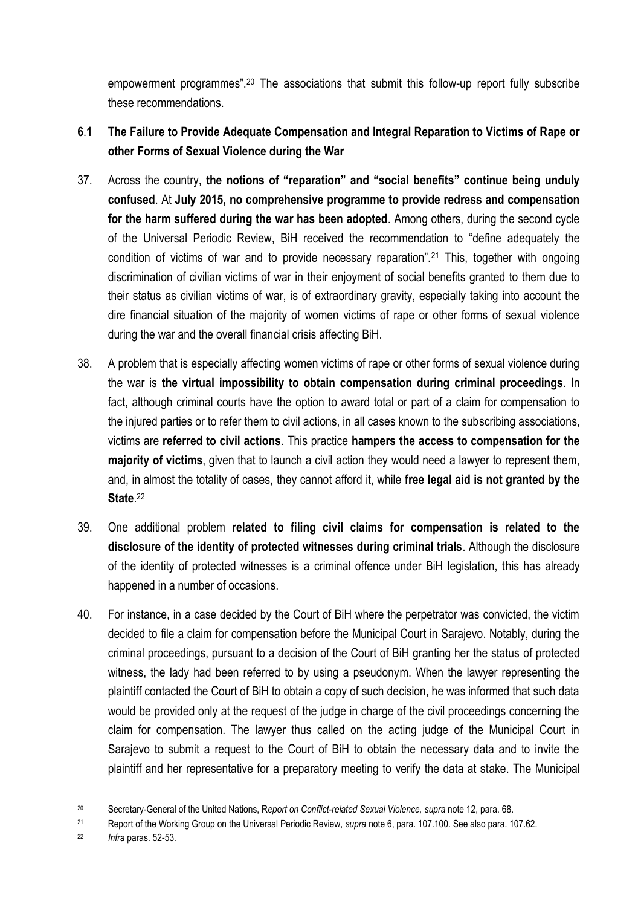empowerment programmes".[20] The associations that submit this follow-up report fully subscribe these recommendations.

## 6.1 The Failure to Provide Adequate Compensation and Integral Reparation to Victims of Rape or other Forms of Sexual Violence during the War

37. Across the country, **the notions of "reparation" and "social benefits" continue being unduly confused**. At **July 2015, no comprehensive programme to provide redress and compensation for the harm suffered during the war has been adopted**. Among others, during the second cycle of the Universal Periodic Review, BiH received the recommendation to "define adequately the condition of victims of war and to provide necessary reparation".[21] This, together with ongoing discrimination of civilian victims of war in their enjoyment of social benefits granted to them due to their status as civilian victims of war, is of extraordinary gravity, especially taking into account the dire financial situation of the majority of women victims of rape or other forms of sexual violence during the war and the overall financial crisis affecting BiH.

38. A problem that is especially affecting women victims of rape or other forms of sexual violence during the war is **the virtual impossibility to obtain compensation during criminal proceedings**. In fact, although criminal courts have the option to award total or part of a claim for compensation to the injured parties or to refer them to civil actions, in all cases known to the subscribing associations, victims are **referred to civil actions**. This practice **hampers the access to compensation for the majority of victims**, given that to launch a civil action they would need a lawyer to represent them, and, in almost the totality of cases, they cannot afford it, while **free legal aid is not granted by the State**.[22]

39. One additional problem **related to filing civil claims for compensation is related to the disclosure of the identity of protected witnesses during criminal trials**. Although the disclosure of the identity of protected witnesses is a criminal offence under BiH legislation, this has already happened in a number of occasions.

40. For instance, in a case decided by the Court of BiH where the perpetrator was convicted, the victim decided to file a claim for compensation before the Municipal Court in Sarajevo. Notably, during the criminal proceedings, pursuant to a decision of the Court of BiH granting her the status of protected witness, the lady had been referred to by using a pseudonym. When the lawyer representing the plaintiff contacted the Court of BiH to obtain a copy of such decision, he was informed that such data would be provided only at the request of the judge in charge of the civil proceedings concerning the claim for compensation. The lawyer thus called on the acting judge of the Municipal Court in Sarajevo to submit a request to the Court of BiH to obtain the necessary data and to invite the plaintiff and her representative for a preparatory meeting to verify the data at stake. The Municipal

---

[20] Secretary-General of the United Nations, R*eport on Conflict-related Sexual Violence, supra* note 12, para. 68.

[21] Report of the Working Group on the Universal Periodic Review, *supra* note 6, para. 107.100. See also para. 107.62.

[22] *Infra* paras. 52-53.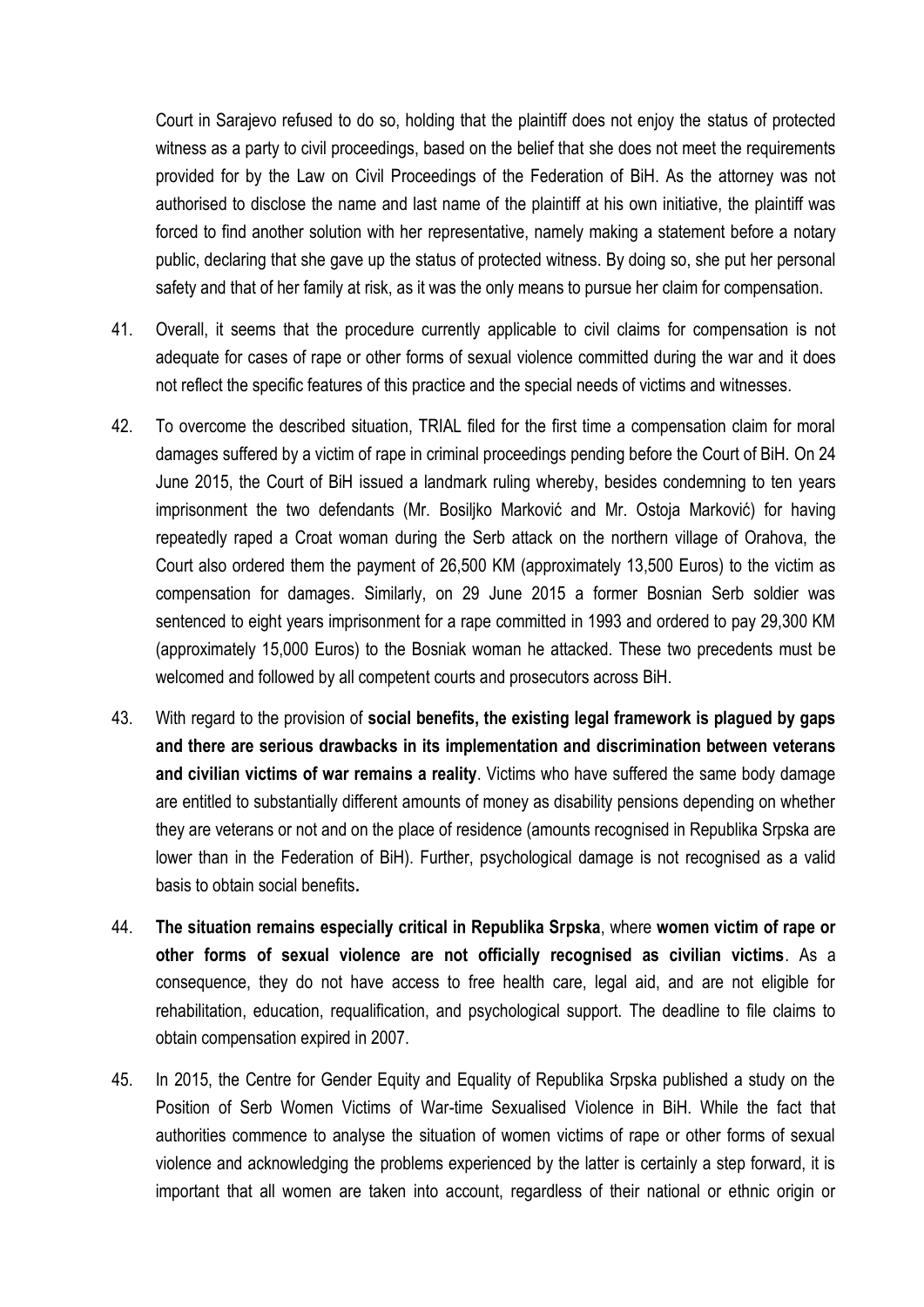Court in Sarajevo refused to do so, holding that the plaintiff does not enjoy the status of protected witness as a party to civil proceedings, based on the belief that she does not meet the requirements provided for by the Law on Civil Proceedings of the Federation of BiH. As the attorney was not authorised to disclose the name and last name of the plaintiff at his own initiative, the plaintiff was forced to find another solution with her representative, namely making a statement before a notary public, declaring that she gave up the status of protected witness. By doing so, she put her personal safety and that of her family at risk, as it was the only means to pursue her claim for compensation.

41. Overall, it seems that the procedure currently applicable to civil claims for compensation is not adequate for cases of rape or other forms of sexual violence committed during the war and it does not reflect the specific features of this practice and the special needs of victims and witnesses.

42. To overcome the described situation, TRIAL filed for the first time a compensation claim for moral damages suffered by a victim of rape in criminal proceedings pending before the Court of BiH. On 24 June 2015, the Court of BiH issued a landmark ruling whereby, besides condemning to ten years imprisonment the two defendants (Mr. Bosiljko Marković and Mr. Ostoja Marković) for having repeatedly raped a Croat woman during the Serb attack on the northern village of Orahova, the Court also ordered them the payment of 26,500 KM (approximately 13,500 Euros) to the victim as compensation for damages. Similarly, on 29 June 2015 a former Bosnian Serb soldier was sentenced to eight years imprisonment for a rape committed in 1993 and ordered to pay 29,300 KM (approximately 15,000 Euros) to the Bosniak woman he attacked. These two precedents must be welcomed and followed by all competent courts and prosecutors across BiH.

43. With regard to the provision of **social benefits, the existing legal framework is plagued by gaps and there are serious drawbacks in its implementation and discrimination between veterans and civilian victims of war remains a reality**. Victims who have suffered the same body damage are entitled to substantially different amounts of money as disability pensions depending on whether they are veterans or not and on the place of residence (amounts recognised in Republika Srpska are lower than in the Federation of BiH). Further, psychological damage is not recognised as a valid basis to obtain social benefits**.**

44. **The situation remains especially critical in Republika Srpska**, where **women victim of rape or other forms of sexual violence are not officially recognised as civilian victims**. As a consequence, they do not have access to free health care, legal aid, and are not eligible for rehabilitation, education, requalification, and psychological support. The deadline to file claims to obtain compensation expired in 2007.

45. In 2015, the Centre for Gender Equity and Equality of Republika Srpska published a study on the Position of Serb Women Victims of War-time Sexualised Violence in BiH. While the fact that authorities commence to analyse the situation of women victims of rape or other forms of sexual violence and acknowledging the problems experienced by the latter is certainly a step forward, it is important that all women are taken into account, regardless of their national or ethnic origin or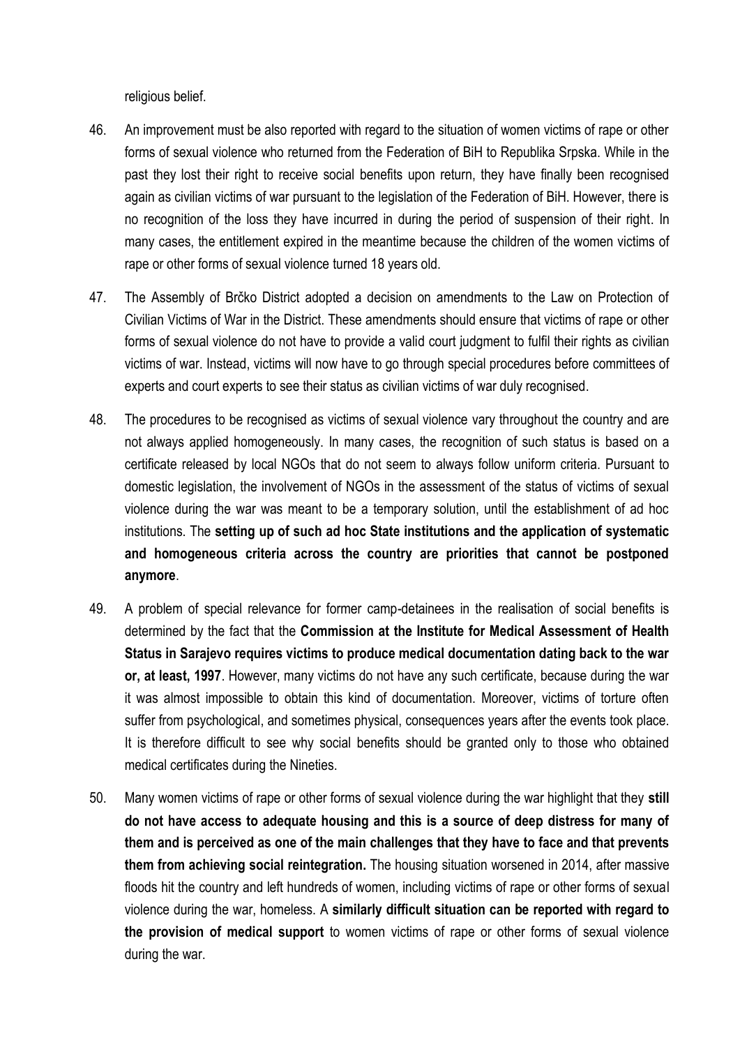religious belief.

46. An improvement must be also reported with regard to the situation of women victims of rape or other forms of sexual violence who returned from the Federation of BiH to Republika Srpska. While in the past they lost their right to receive social benefits upon return, they have finally been recognised again as civilian victims of war pursuant to the legislation of the Federation of BiH. However, there is no recognition of the loss they have incurred in during the period of suspension of their right. In many cases, the entitlement expired in the meantime because the children of the women victims of rape or other forms of sexual violence turned 18 years old.

47. The Assembly of Brčko District adopted a decision on amendments to the Law on Protection of Civilian Victims of War in the District. These amendments should ensure that victims of rape or other forms of sexual violence do not have to provide a valid court judgment to fulfil their rights as civilian victims of war. Instead, victims will now have to go through special procedures before committees of experts and court experts to see their status as civilian victims of war duly recognised.

48. The procedures to be recognised as victims of sexual violence vary throughout the country and are not always applied homogeneously. In many cases, the recognition of such status is based on a certificate released by local NGOs that do not seem to always follow uniform criteria. Pursuant to domestic legislation, the involvement of NGOs in the assessment of the status of victims of sexual violence during the war was meant to be a temporary solution, until the establishment of ad hoc institutions. The **setting up of such ad hoc State institutions and the application of systematic and homogeneous criteria across the country are priorities that cannot be postponed anymore**.

49. A problem of special relevance for former camp-detainees in the realisation of social benefits is determined by the fact that the **Commission at the Institute for Medical Assessment of Health Status in Sarajevo requires victims to produce medical documentation dating back to the war or, at least, 1997**. However, many victims do not have any such certificate, because during the war it was almost impossible to obtain this kind of documentation. Moreover, victims of torture often suffer from psychological, and sometimes physical, consequences years after the events took place. It is therefore difficult to see why social benefits should be granted only to those who obtained medical certificates during the Nineties.

50. Many women victims of rape or other forms of sexual violence during the war highlight that they **still do not have access to adequate housing and this is a source of deep distress for many of them and is perceived as one of the main challenges that they have to face and that prevents them from achieving social reintegration.** The housing situation worsened in 2014, after massive floods hit the country and left hundreds of women, including victims of rape or other forms of sexual violence during the war, homeless. A **similarly difficult situation can be reported with regard to the provision of medical support** to women victims of rape or other forms of sexual violence during the war.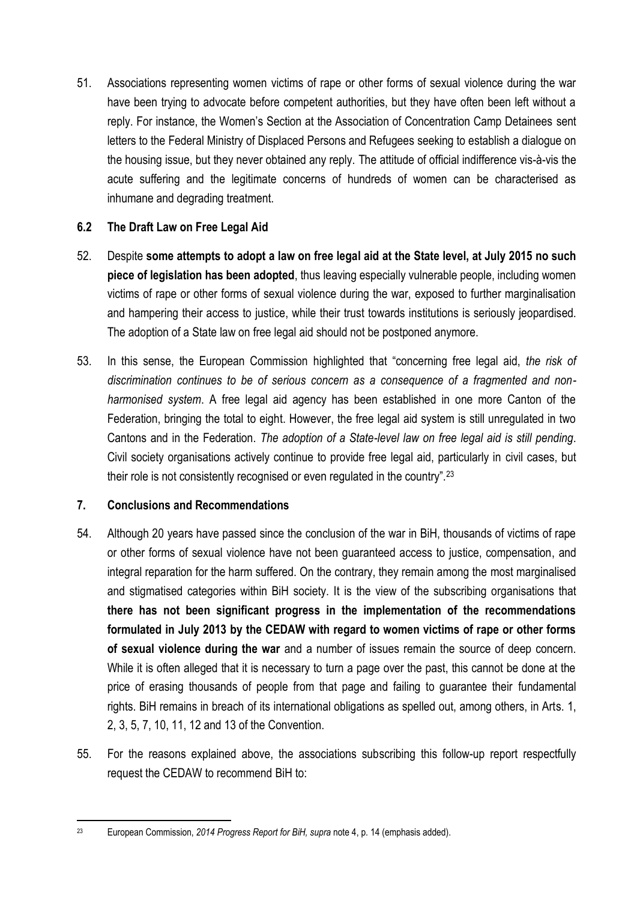51. Associations representing women victims of rape or other forms of sexual violence during the war have been trying to advocate before competent authorities, but they have often been left without a reply. For instance, the Women's Section at the Association of Concentration Camp Detainees sent letters to the Federal Ministry of Displaced Persons and Refugees seeking to establish a dialogue on the housing issue, but they never obtained any reply. The attitude of official indifference vis-à-vis the acute suffering and the legitimate concerns of hundreds of women can be characterised as inhumane and degrading treatment.

### 6.2 The Draft Law on Free Legal Aid

52. Despite **some attempts to adopt a law on free legal aid at the State level, at July 2015 no such piece of legislation has been adopted**, thus leaving especially vulnerable people, including women victims of rape or other forms of sexual violence during the war, exposed to further marginalisation and hampering their access to justice, while their trust towards institutions is seriously jeopardised. The adoption of a State law on free legal aid should not be postponed anymore.

53. In this sense, the European Commission highlighted that "concerning free legal aid, *the risk of discrimination continues to be of serious concern as a consequence of a fragmented and non-harmonised system*. A free legal aid agency has been established in one more Canton of the Federation, bringing the total to eight. However, the free legal aid system is still unregulated in two Cantons and in the Federation. *The adoption of a State-level law on free legal aid is still pending*. Civil society organisations actively continue to provide free legal aid, particularly in civil cases, but their role is not consistently recognised or even regulated in the country".[23]

## 7. Conclusions and Recommendations

54. Although 20 years have passed since the conclusion of the war in BiH, thousands of victims of rape or other forms of sexual violence have not been guaranteed access to justice, compensation, and integral reparation for the harm suffered. On the contrary, they remain among the most marginalised and stigmatised categories within BiH society. It is the view of the subscribing organisations that **there has not been significant progress in the implementation of the recommendations formulated in July 2013 by the CEDAW with regard to women victims of rape or other forms of sexual violence during the war** and a number of issues remain the source of deep concern. While it is often alleged that it is necessary to turn a page over the past, this cannot be done at the price of erasing thousands of people from that page and failing to guarantee their fundamental rights. BiH remains in breach of its international obligations as spelled out, among others, in Arts. 1, 2, 3, 5, 7, 10, 11, 12 and 13 of the Convention.

55. For the reasons explained above, the associations subscribing this follow-up report respectfully request the CEDAW to recommend BiH to:

---

[23] European Commission, *2014 Progress Report for BiH, supra* note 4, p. 14 (emphasis added).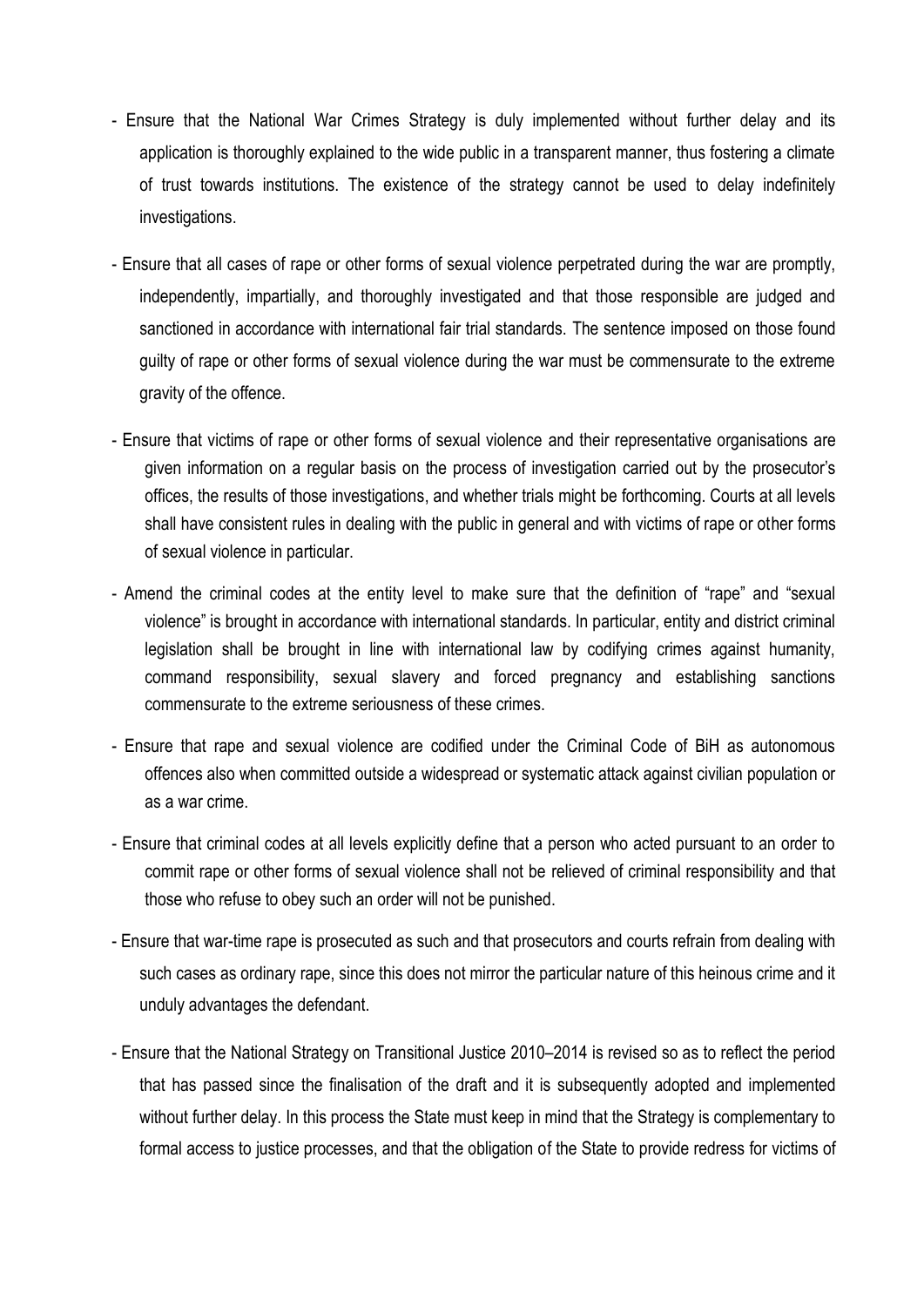- Ensure that the National War Crimes Strategy is duly implemented without further delay and its application is thoroughly explained to the wide public in a transparent manner, thus fostering a climate of trust towards institutions. The existence of the strategy cannot be used to delay indefinitely investigations.

- Ensure that all cases of rape or other forms of sexual violence perpetrated during the war are promptly, independently, impartially, and thoroughly investigated and that those responsible are judged and sanctioned in accordance with international fair trial standards. The sentence imposed on those found guilty of rape or other forms of sexual violence during the war must be commensurate to the extreme gravity of the offence.

- Ensure that victims of rape or other forms of sexual violence and their representative organisations are given information on a regular basis on the process of investigation carried out by the prosecutor's offices, the results of those investigations, and whether trials might be forthcoming. Courts at all levels shall have consistent rules in dealing with the public in general and with victims of rape or other forms of sexual violence in particular.

- Amend the criminal codes at the entity level to make sure that the definition of "rape" and "sexual violence" is brought in accordance with international standards. In particular, entity and district criminal legislation shall be brought in line with international law by codifying crimes against humanity, command responsibility, sexual slavery and forced pregnancy and establishing sanctions commensurate to the extreme seriousness of these crimes.

- Ensure that rape and sexual violence are codified under the Criminal Code of BiH as autonomous offences also when committed outside a widespread or systematic attack against civilian population or as a war crime.

- Ensure that criminal codes at all levels explicitly define that a person who acted pursuant to an order to commit rape or other forms of sexual violence shall not be relieved of criminal responsibility and that those who refuse to obey such an order will not be punished.

- Ensure that war-time rape is prosecuted as such and that prosecutors and courts refrain from dealing with such cases as ordinary rape, since this does not mirror the particular nature of this heinous crime and it unduly advantages the defendant.

- Ensure that the National Strategy on Transitional Justice 2010–2014 is revised so as to reflect the period that has passed since the finalisation of the draft and it is subsequently adopted and implemented without further delay. In this process the State must keep in mind that the Strategy is complementary to formal access to justice processes, and that the obligation of the State to provide redress for victims of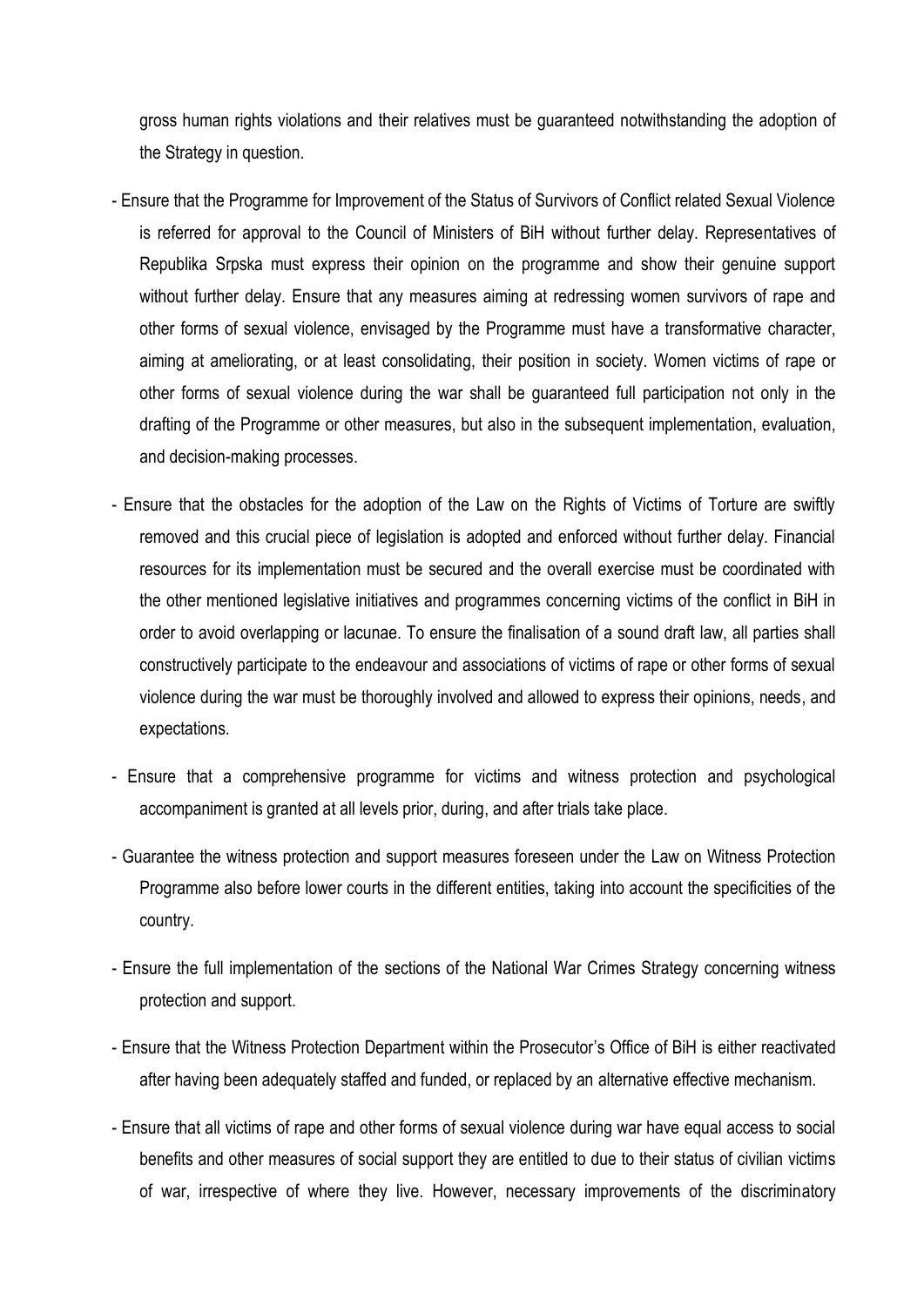gross human rights violations and their relatives must be guaranteed notwithstanding the adoption of the Strategy in question.

- Ensure that the Programme for Improvement of the Status of Survivors of Conflict related Sexual Violence is referred for approval to the Council of Ministers of BiH without further delay. Representatives of Republika Srpska must express their opinion on the programme and show their genuine support without further delay. Ensure that any measures aiming at redressing women survivors of rape and other forms of sexual violence, envisaged by the Programme must have a transformative character, aiming at ameliorating, or at least consolidating, their position in society. Women victims of rape or other forms of sexual violence during the war shall be guaranteed full participation not only in the drafting of the Programme or other measures, but also in the subsequent implementation, evaluation, and decision-making processes.
- Ensure that the obstacles for the adoption of the Law on the Rights of Victims of Torture are swiftly removed and this crucial piece of legislation is adopted and enforced without further delay. Financial resources for its implementation must be secured and the overall exercise must be coordinated with the other mentioned legislative initiatives and programmes concerning victims of the conflict in BiH in order to avoid overlapping or lacunae. To ensure the finalisation of a sound draft law, all parties shall constructively participate to the endeavour and associations of victims of rape or other forms of sexual violence during the war must be thoroughly involved and allowed to express their opinions, needs, and expectations.
- Ensure that a comprehensive programme for victims and witness protection and psychological accompaniment is granted at all levels prior, during, and after trials take place.
- Guarantee the witness protection and support measures foreseen under the Law on Witness Protection Programme also before lower courts in the different entities, taking into account the specificities of the country.
- Ensure the full implementation of the sections of the National War Crimes Strategy concerning witness protection and support.
- Ensure that the Witness Protection Department within the Prosecutor's Office of BiH is either reactivated after having been adequately staffed and funded, or replaced by an alternative effective mechanism.
- Ensure that all victims of rape and other forms of sexual violence during war have equal access to social benefits and other measures of social support they are entitled to due to their status of civilian victims of war, irrespective of where they live. However, necessary improvements of the discriminatory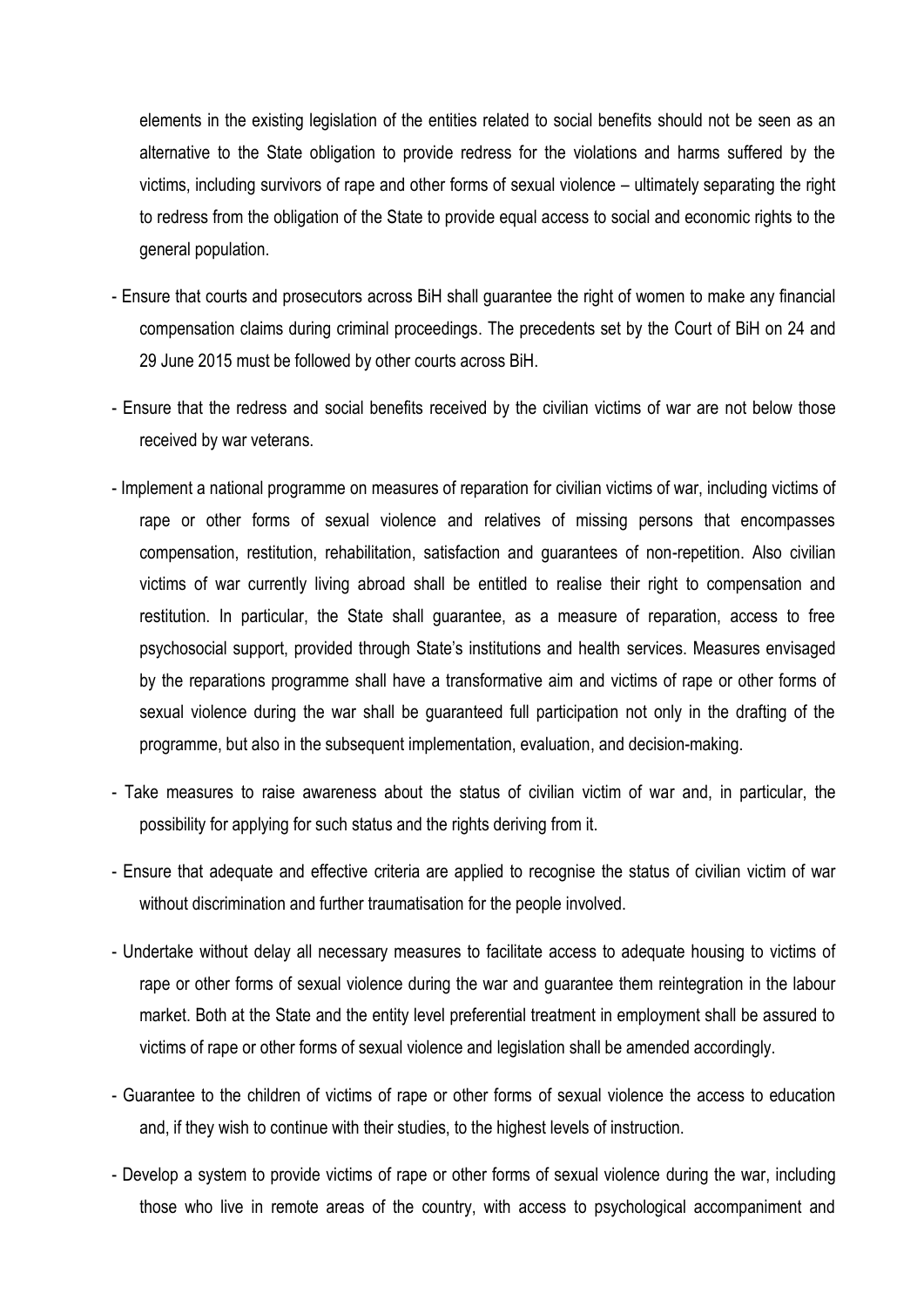elements in the existing legislation of the entities related to social benefits should not be seen as an alternative to the State obligation to provide redress for the violations and harms suffered by the victims, including survivors of rape and other forms of sexual violence – ultimately separating the right to redress from the obligation of the State to provide equal access to social and economic rights to the general population.

- Ensure that courts and prosecutors across BiH shall guarantee the right of women to make any financial compensation claims during criminal proceedings. The precedents set by the Court of BiH on 24 and 29 June 2015 must be followed by other courts across BiH.
- Ensure that the redress and social benefits received by the civilian victims of war are not below those received by war veterans.
- Implement a national programme on measures of reparation for civilian victims of war, including victims of rape or other forms of sexual violence and relatives of missing persons that encompasses compensation, restitution, rehabilitation, satisfaction and guarantees of non-repetition. Also civilian victims of war currently living abroad shall be entitled to realise their right to compensation and restitution. In particular, the State shall guarantee, as a measure of reparation, access to free psychosocial support, provided through State's institutions and health services. Measures envisaged by the reparations programme shall have a transformative aim and victims of rape or other forms of sexual violence during the war shall be guaranteed full participation not only in the drafting of the programme, but also in the subsequent implementation, evaluation, and decision-making.
- Take measures to raise awareness about the status of civilian victim of war and, in particular, the possibility for applying for such status and the rights deriving from it.
- Ensure that adequate and effective criteria are applied to recognise the status of civilian victim of war without discrimination and further traumatisation for the people involved.
- Undertake without delay all necessary measures to facilitate access to adequate housing to victims of rape or other forms of sexual violence during the war and guarantee them reintegration in the labour market. Both at the State and the entity level preferential treatment in employment shall be assured to victims of rape or other forms of sexual violence and legislation shall be amended accordingly.
- Guarantee to the children of victims of rape or other forms of sexual violence the access to education and, if they wish to continue with their studies, to the highest levels of instruction.
- Develop a system to provide victims of rape or other forms of sexual violence during the war, including those who live in remote areas of the country, with access to psychological accompaniment and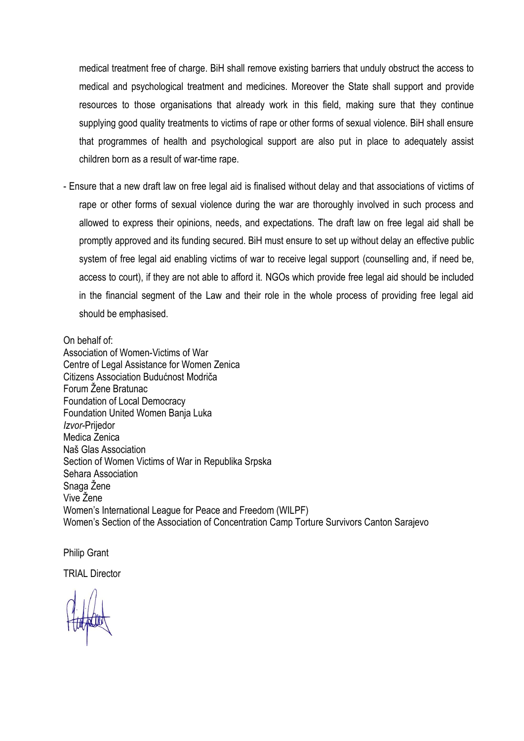medical treatment free of charge. BiH shall remove existing barriers that unduly obstruct the access to medical and psychological treatment and medicines. Moreover the State shall support and provide resources to those organisations that already work in this field, making sure that they continue supplying good quality treatments to victims of rape or other forms of sexual violence. BiH shall ensure that programmes of health and psychological support are also put in place to adequately assist children born as a result of war-time rape.

- Ensure that a new draft law on free legal aid is finalised without delay and that associations of victims of rape or other forms of sexual violence during the war are thoroughly involved in such process and allowed to express their opinions, needs, and expectations. The draft law on free legal aid shall be promptly approved and its funding secured. BiH must ensure to set up without delay an effective public system of free legal aid enabling victims of war to receive legal support (counselling and, if need be, access to court), if they are not able to afford it. NGOs which provide free legal aid should be included in the financial segment of the Law and their role in the whole process of providing free legal aid should be emphasised.

On behalf of:
Association of Women-Victims of War
Centre of Legal Assistance for Women Zenica
Citizens Association Budućnost Modriča
Forum Žene Bratunac
Foundation of Local Democracy
Foundation United Women Banja Luka
*Izvor*-Prijedor
Medica Zenica
Naš Glas Association
Section of Women Victims of War in Republika Srpska
Sehara Association
Snaga Žene
Vive Žene
Women's International League for Peace and Freedom (WILPF)
Women's Section of the Association of Concentration Camp Torture Survivors Canton Sarajevo

Philip Grant

TRIAL Director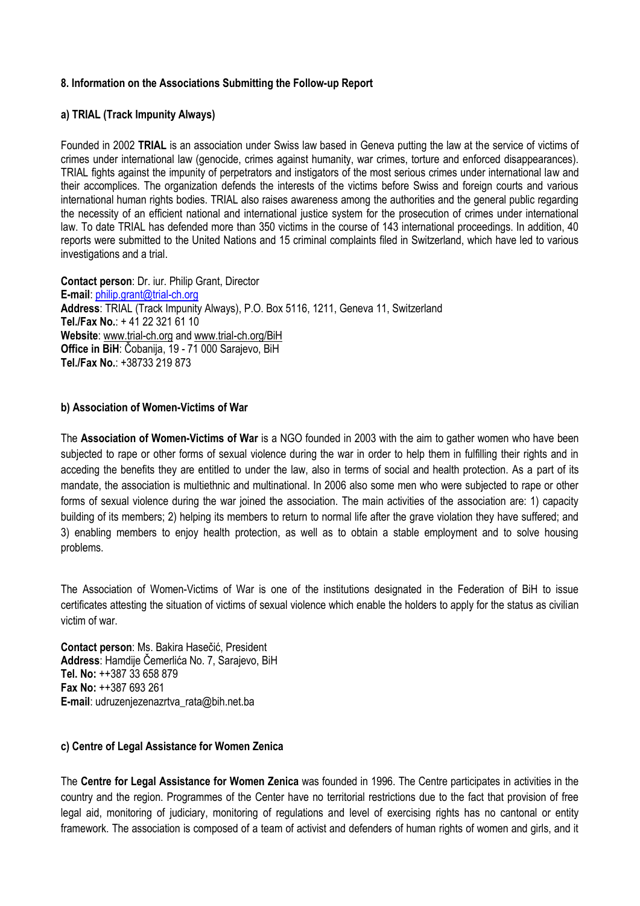**8. Information on the Associations Submitting the Follow-up Report**

**a) TRIAL (Track Impunity Always)**

Founded in 2002 **TRIAL** is an association under Swiss law based in Geneva putting the law at the service of victims of crimes under international law (genocide, crimes against humanity, war crimes, torture and enforced disappearances). TRIAL fights against the impunity of perpetrators and instigators of the most serious crimes under international law and their accomplices. The organization defends the interests of the victims before Swiss and foreign courts and various international human rights bodies. TRIAL also raises awareness among the authorities and the general public regarding the necessity of an efficient national and international justice system for the prosecution of crimes under international law. To date TRIAL has defended more than 350 victims in the course of 143 international proceedings. In addition, 40 reports were submitted to the United Nations and 15 criminal complaints filed in Switzerland, which have led to various investigations and a trial.

**Contact person**: Dr. iur. Philip Grant, Director
**E-mail**: philip.grant@trial-ch.org
**Address**: TRIAL (Track Impunity Always), P.O. Box 5116, 1211, Geneva 11, Switzerland
**Tel./Fax No.**: + 41 22 321 61 10
**Website**: www.trial-ch.org and www.trial-ch.org/BiH
**Office in BiH**: Čobanija, 19 - 71 000 Sarajevo, BiH
**Tel./Fax No.**: +38733 219 873

**b) Association of Women-Victims of War**

The **Association of Women-Victims of War** is a NGO founded in 2003 with the aim to gather women who have been subjected to rape or other forms of sexual violence during the war in order to help them in fulfilling their rights and in acceding the benefits they are entitled to under the law, also in terms of social and health protection. As a part of its mandate, the association is multiethnic and multinational. In 2006 also some men who were subjected to rape or other forms of sexual violence during the war joined the association. The main activities of the association are: 1) capacity building of its members; 2) helping its members to return to normal life after the grave violation they have suffered; and 3) enabling members to enjoy health protection, as well as to obtain a stable employment and to solve housing problems.

The Association of Women-Victims of War is one of the institutions designated in the Federation of BiH to issue certificates attesting the situation of victims of sexual violence which enable the holders to apply for the status as civilian victim of war.

**Contact person**: Ms. Bakira Hasečić, President
**Address**: Hamdije Čemerlića No. 7, Sarajevo, BiH
**Tel. No:** ++387 33 658 879
**Fax No:** ++387 693 261
**E-mail**: udruzenjezenazrtva_rata@bih.net.ba

**c) Centre of Legal Assistance for Women Zenica**

The **Centre for Legal Assistance for Women Zenica** was founded in 1996. The Centre participates in activities in the country and the region. Programmes of the Center have no territorial restrictions due to the fact that provision of free legal aid, monitoring of judiciary, monitoring of regulations and level of exercising rights has no cantonal or entity framework. The association is composed of a team of activist and defenders of human rights of women and girls, and it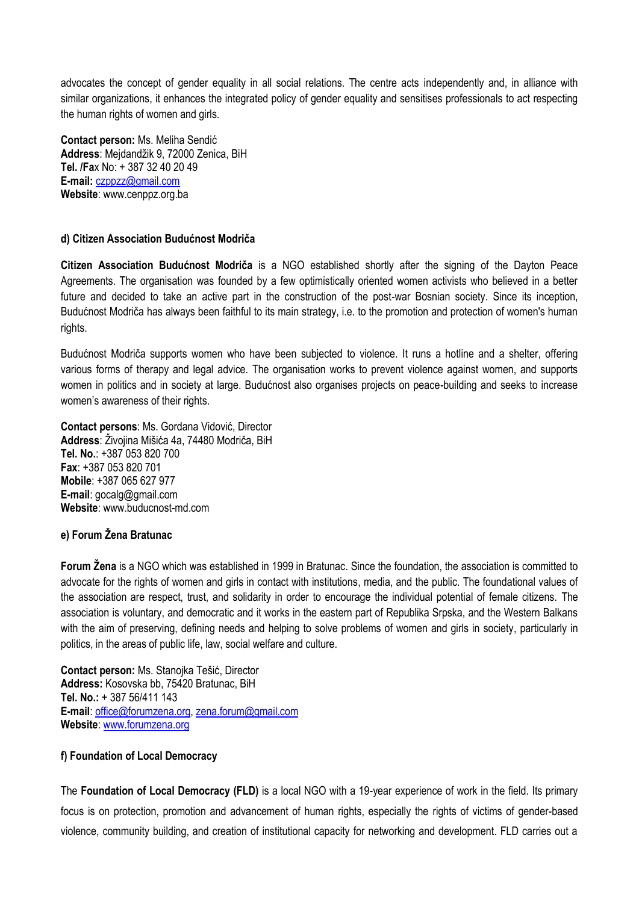advocates the concept of gender equality in all social relations. The centre acts independently and, in alliance with similar organizations, it enhances the integrated policy of gender equality and sensitises professionals to act respecting the human rights of women and girls.

**Contact person:** Ms. Meliha Sendić
**Address**: Mejdandžik 9, 72000 Zenica, BiH
**Tel. /Fa**x No: + 387 32 40 20 49
**E-mail:** czppzz@gmail.com
**Website**: www.cenppz.org.ba

#### d) Citizen Association Budućnost Modriča

**Citizen Association Budućnost Modriča** is a NGO established shortly after the signing of the Dayton Peace Agreements. The organisation was founded by a few optimistically oriented women activists who believed in a better future and decided to take an active part in the construction of the post-war Bosnian society. Since its inception, Budućnost Modriča has always been faithful to its main strategy, i.e. to the promotion and protection of women's human rights.

Budućnost Modriča supports women who have been subjected to violence. It runs a hotline and a shelter, offering various forms of therapy and legal advice. The organisation works to prevent violence against women, and supports women in politics and in society at large. Budućnost also organises projects on peace-building and seeks to increase women's awareness of their rights.

**Contact persons**: Ms. Gordana Vidović, Director
**Address**: Živojina Mišića 4a, 74480 Modriča, BiH
**Tel. No.**: +387 053 820 700
**Fax**: +387 053 820 701
**Mobile**: +387 065 627 977
**E-mail**: gocalg@gmail.com
**Website**: www.buducnost-md.com

#### e) Forum Žena Bratunac

**Forum Žena** is a NGO which was established in 1999 in Bratunac. Since the foundation, the association is committed to advocate for the rights of women and girls in contact with institutions, media, and the public. The foundational values of the association are respect, trust, and solidarity in order to encourage the individual potential of female citizens. The association is voluntary, and democratic and it works in the eastern part of Republika Srpska, and the Western Balkans with the aim of preserving, defining needs and helping to solve problems of women and girls in society, particularly in politics, in the areas of public life, law, social welfare and culture.

**Contact person:** Ms. Stanojka Tešić, Director
**Address:** Kosovska bb, 75420 Bratunac, BiH
**Tel. No.:** + 387 56/411 143
**E-mail**: office@forumzena.org, zena.forum@gmail.com
**Website**: www.forumzena.org

#### f) Foundation of Local Democracy

The **Foundation of Local Democracy (FLD)** is a local NGO with a 19-year experience of work in the field. Its primary focus is on protection, promotion and advancement of human rights, especially the rights of victims of gender-based violence, community building, and creation of institutional capacity for networking and development. FLD carries out a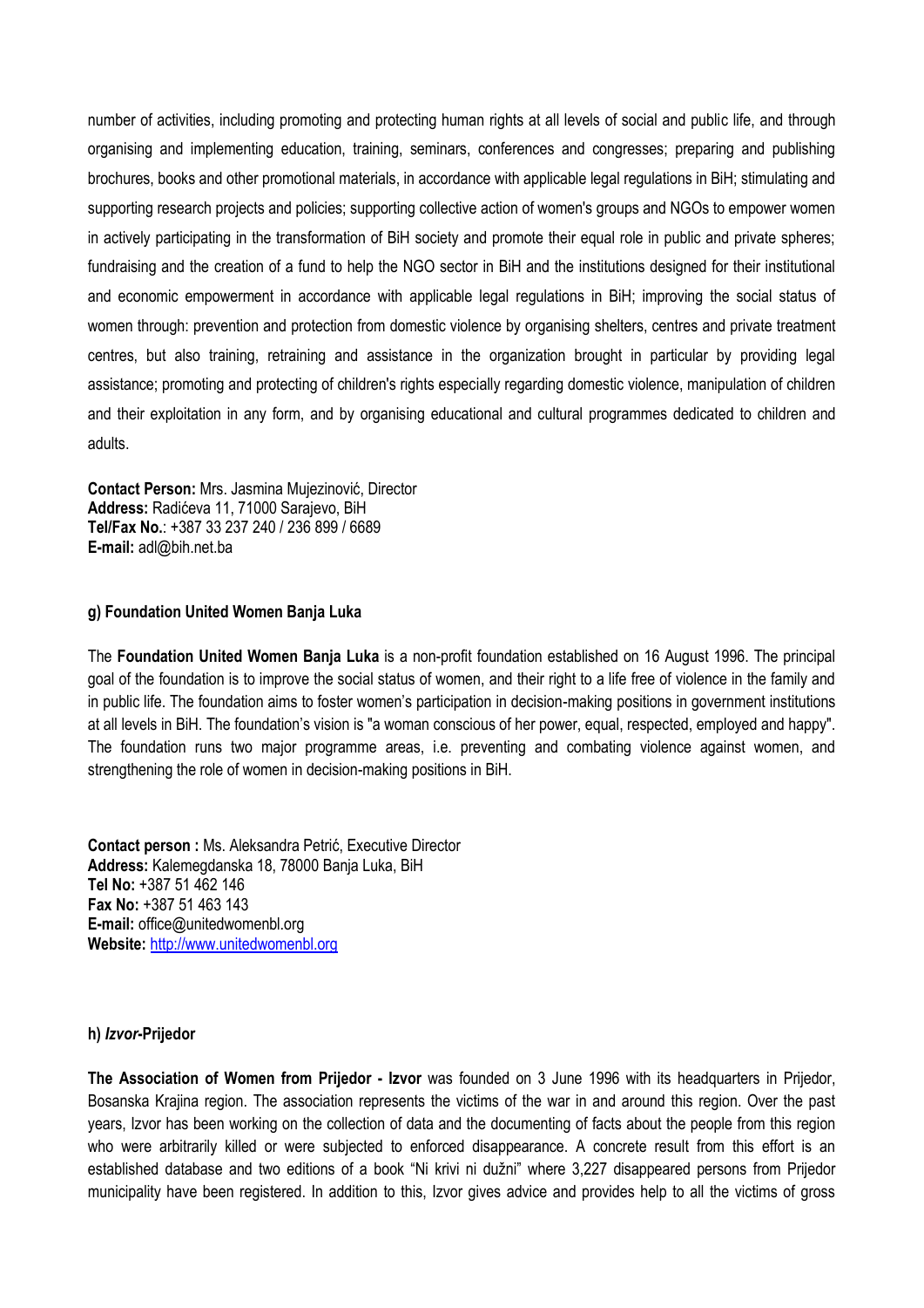number of activities, including promoting and protecting human rights at all levels of social and public life, and through organising and implementing education, training, seminars, conferences and congresses; preparing and publishing brochures, books and other promotional materials, in accordance with applicable legal regulations in BiH; stimulating and supporting research projects and policies; supporting collective action of women's groups and NGOs to empower women in actively participating in the transformation of BiH society and promote their equal role in public and private spheres; fundraising and the creation of a fund to help the NGO sector in BiH and the institutions designed for their institutional and economic empowerment in accordance with applicable legal regulations in BiH; improving the social status of women through: prevention and protection from domestic violence by organising shelters, centres and private treatment centres, but also training, retraining and assistance in the organization brought in particular by providing legal assistance; promoting and protecting of children's rights especially regarding domestic violence, manipulation of children and their exploitation in any form, and by organising educational and cultural programmes dedicated to children and adults.

**Contact Person:** Mrs. Jasmina Mujezinović, Director
**Address:** Radićeva 11, 71000 Sarajevo, BiH
**Tel/Fax No.**: +387 33 237 240 / 236 899 / 6689
**E-mail:** adl@bih.net.ba

#### g) Foundation United Women Banja Luka

The **Foundation United Women Banja Luka** is a non-profit foundation established on 16 August 1996. The principal goal of the foundation is to improve the social status of women, and their right to a life free of violence in the family and in public life. The foundation aims to foster women's participation in decision-making positions in government institutions at all levels in BiH. The foundation's vision is "a woman conscious of her power, equal, respected, employed and happy". The foundation runs two major programme areas, i.e. preventing and combating violence against women, and strengthening the role of women in decision-making positions in BiH.

**Contact person :** Ms. Aleksandra Petrić, Executive Director
**Address:** Kalemegdanska 18, 78000 Banja Luka, BiH
**Tel No:** +387 51 462 146
**Fax No:** +387 51 463 143
**E-mail:** office@unitedwomenbl.org
**Website:** http://www.unitedwomenbl.org

#### h) *Izvor*-Prijedor

**The Association of Women from Prijedor - Izvor** was founded on 3 June 1996 with its headquarters in Prijedor, Bosanska Krajina region. The association represents the victims of the war in and around this region. Over the past years, Izvor has been working on the collection of data and the documenting of facts about the people from this region who were arbitrarily killed or were subjected to enforced disappearance. A concrete result from this effort is an established database and two editions of a book "Ni krivi ni dužni" where 3,227 disappeared persons from Prijedor municipality have been registered. In addition to this, Izvor gives advice and provides help to all the victims of gross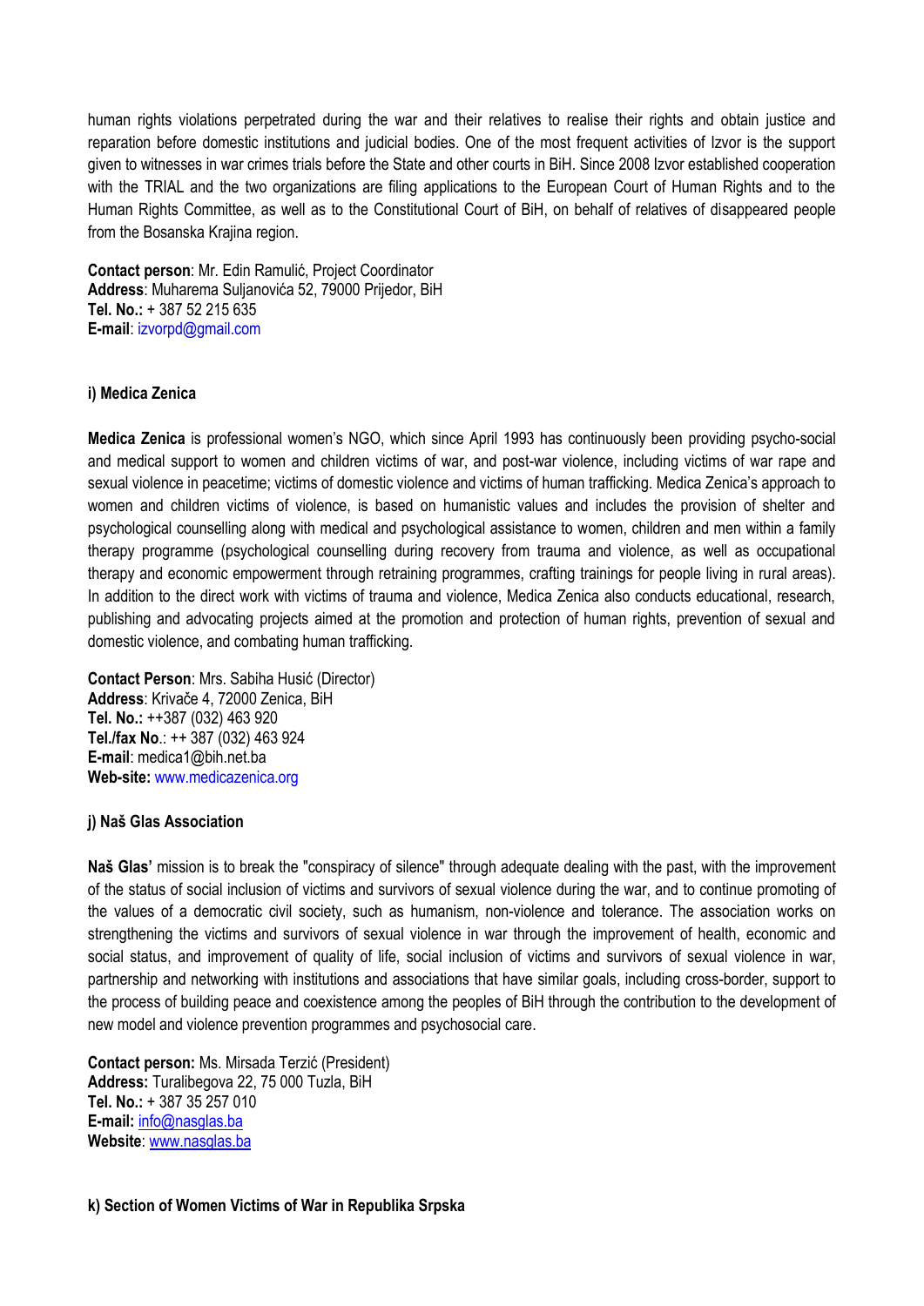human rights violations perpetrated during the war and their relatives to realise their rights and obtain justice and reparation before domestic institutions and judicial bodies. One of the most frequent activities of Izvor is the support given to witnesses in war crimes trials before the State and other courts in BiH. Since 2008 Izvor established cooperation with the TRIAL and the two organizations are filing applications to the European Court of Human Rights and to the Human Rights Committee, as well as to the Constitutional Court of BiH, on behalf of relatives of disappeared people from the Bosanska Krajina region.

**Contact person**: Mr. Edin Ramulić, Project Coordinator
**Address**: Muharema Suljanovića 52, 79000 Prijedor, BiH
**Tel. No.:** + 387 52 215 635
**E-mail**: izvorpd@gmail.com

#### i) Medica Zenica

**Medica Zenica** is professional women's NGO, which since April 1993 has continuously been providing psycho-social and medical support to women and children victims of war, and post-war violence, including victims of war rape and sexual violence in peacetime; victims of domestic violence and victims of human trafficking. Medica Zenica's approach to women and children victims of violence, is based on humanistic values and includes the provision of shelter and psychological counselling along with medical and psychological assistance to women, children and men within a family therapy programme (psychological counselling during recovery from trauma and violence, as well as occupational therapy and economic empowerment through retraining programmes, crafting trainings for people living in rural areas). In addition to the direct work with victims of trauma and violence, Medica Zenica also conducts educational, research, publishing and advocating projects aimed at the promotion and protection of human rights, prevention of sexual and domestic violence, and combating human trafficking.

**Contact Person**: Mrs. Sabiha Husić (Director)
**Address**: Krivače 4, 72000 Zenica, BiH
**Tel. No.:** ++387 (032) 463 920
**Tel./fax No**.: ++ 387 (032) 463 924
**E-mail**: medica1@bih.net.ba
**Web-site:** www.medicazenica.org

#### j) Naš Glas Association

**Naš Glas'** mission is to break the "conspiracy of silence" through adequate dealing with the past, with the improvement of the status of social inclusion of victims and survivors of sexual violence during the war, and to continue promoting of the values of a democratic civil society, such as humanism, non-violence and tolerance. The association works on strengthening the victims and survivors of sexual violence in war through the improvement of health, economic and social status, and improvement of quality of life, social inclusion of victims and survivors of sexual violence in war, partnership and networking with institutions and associations that have similar goals, including cross-border, support to the process of building peace and coexistence among the peoples of BiH through the contribution to the development of new model and violence prevention programmes and psychosocial care.

**Contact person:** Ms. Mirsada Terzić (President)
**Address:** Turalibegova 22, 75 000 Tuzla, BiH
**Tel. No.:** + 387 35 257 010
**E-mail:** info@nasglas.ba
**Website**: www.nasglas.ba

#### k) Section of Women Victims of War in Republika Srpska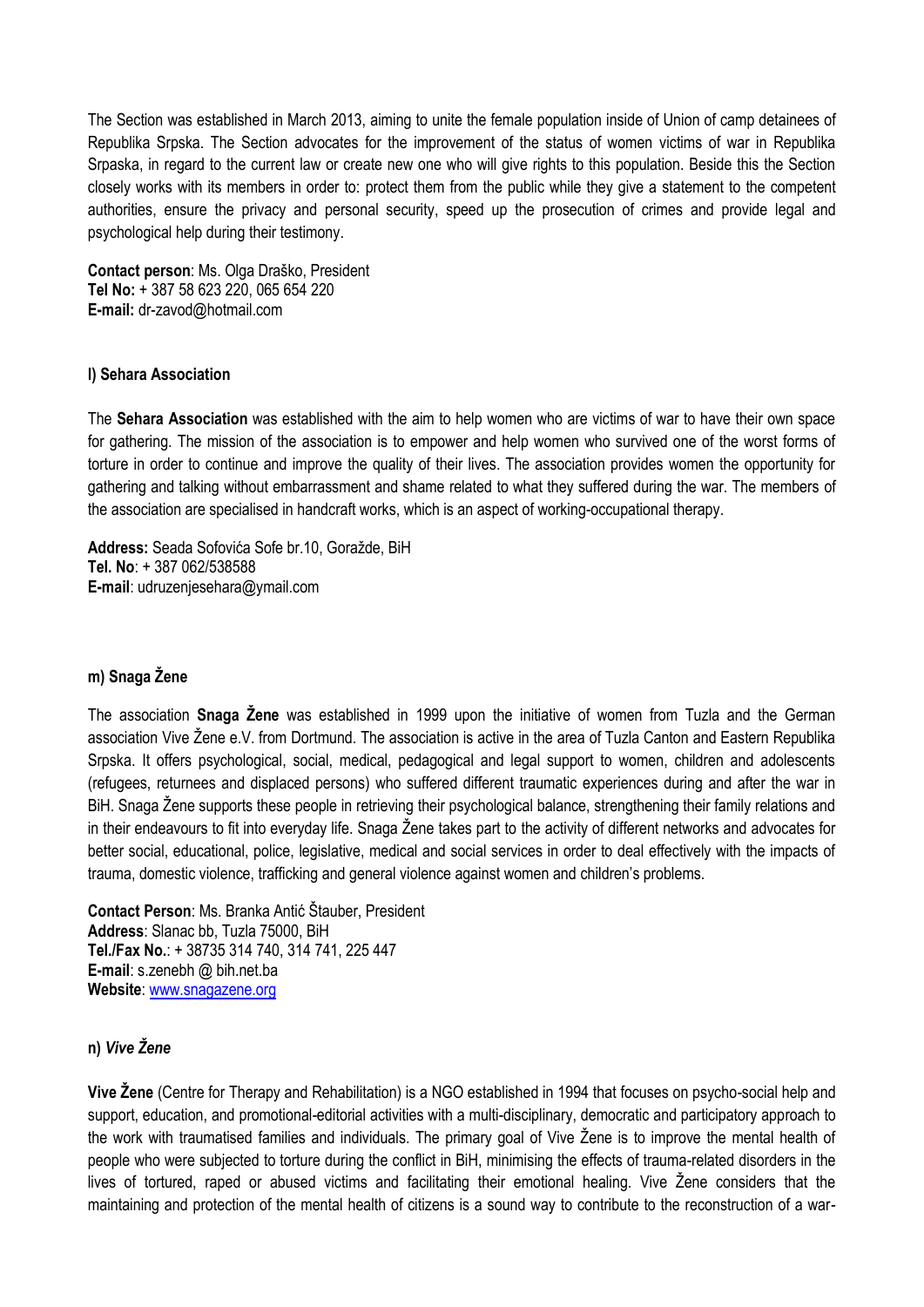The Section was established in March 2013, aiming to unite the female population inside of Union of camp detainees of Republika Srpska. The Section advocates for the improvement of the status of women victims of war in Republika Srpaska, in regard to the current law or create new one who will give rights to this population. Beside this the Section closely works with its members in order to: protect them from the public while they give a statement to the competent authorities, ensure the privacy and personal security, speed up the prosecution of crimes and provide legal and psychological help during their testimony.

**Contact person**: Ms. Olga Draško, President
**Tel No:** + 387 58 623 220, 065 654 220
**E-mail:** dr-zavod@hotmail.com

#### l) Sehara Association

The **Sehara Association** was established with the aim to help women who are victims of war to have their own space for gathering. The mission of the association is to empower and help women who survived one of the worst forms of torture in order to continue and improve the quality of their lives. The association provides women the opportunity for gathering and talking without embarrassment and shame related to what they suffered during the war. The members of the association are specialised in handcraft works, which is an aspect of working-occupational therapy.

**Address:** Seada Sofovića Sofe br.10, Goražde, BiH
**Tel. No**: + 387 062/538588
**E-mail**: udruzenjesehara@ymail.com

#### m) Snaga Žene

The association **Snaga Žene** was established in 1999 upon the initiative of women from Tuzla and the German association Vive Žene e.V. from Dortmund. The association is active in the area of Tuzla Canton and Eastern Republika Srpska. It offers psychological, social, medical, pedagogical and legal support to women, children and adolescents (refugees, returnees and displaced persons) who suffered different traumatic experiences during and after the war in BiH. Snaga Žene supports these people in retrieving their psychological balance, strengthening their family relations and in their endeavours to fit into everyday life. Snaga Žene takes part to the activity of different networks and advocates for better social, educational, police, legislative, medical and social services in order to deal effectively with the impacts of trauma, domestic violence, trafficking and general violence against women and children's problems.

**Contact Person**: Ms. Branka Antić Štauber, President
**Address**: Slanac bb, Tuzla 75000, BiH
**Tel./Fax No.**: + 38735 314 740, 314 741, 225 447
**E-mail**: s.zenebh @ bih.net.ba
**Website**: www.snagazene.org

#### n) *Vive Žene*

**Vive Žene** (Centre for Therapy and Rehabilitation) is a NGO established in 1994 that focuses on psycho-social help and support, education, and promotional-editorial activities with a multi-disciplinary, democratic and participatory approach to the work with traumatised families and individuals. The primary goal of Vive Žene is to improve the mental health of people who were subjected to torture during the conflict in BiH, minimising the effects of trauma-related disorders in the lives of tortured, raped or abused victims and facilitating their emotional healing. Vive Žene considers that the maintaining and protection of the mental health of citizens is a sound way to contribute to the reconstruction of a war-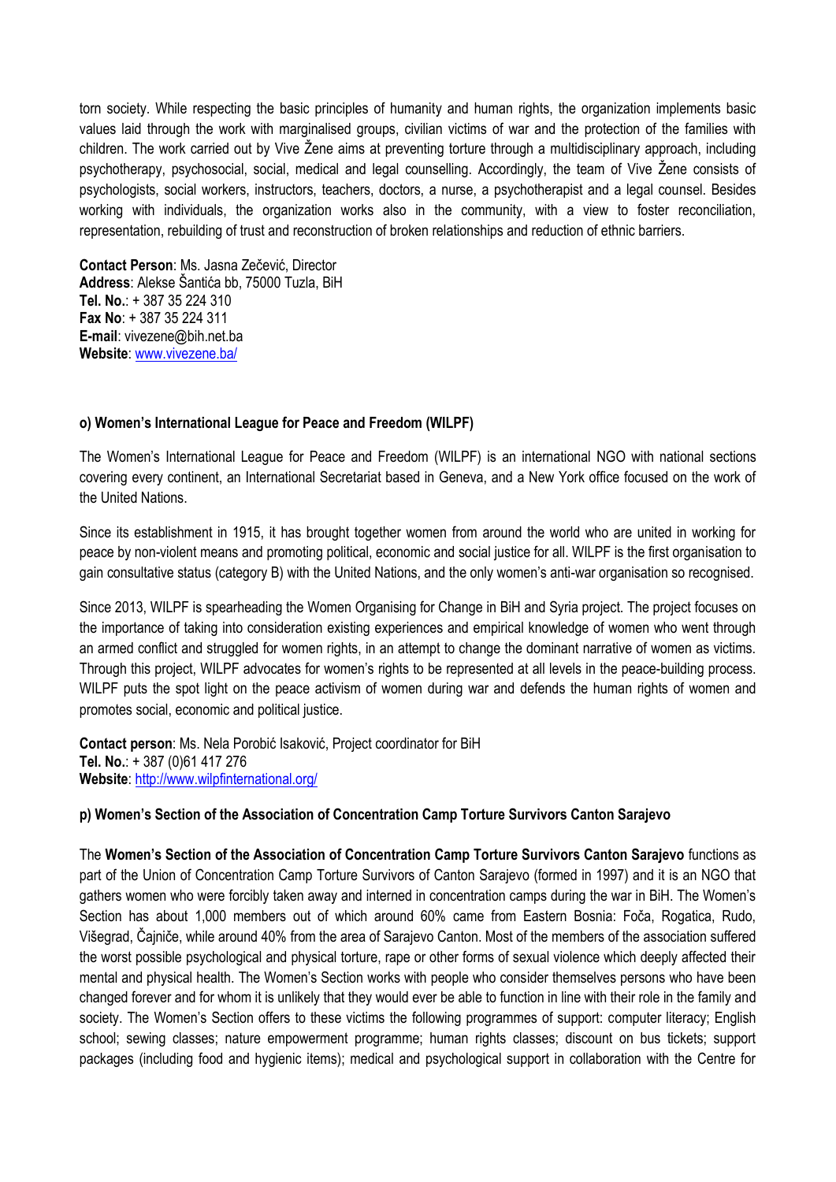torn society. While respecting the basic principles of humanity and human rights, the organization implements basic values laid through the work with marginalised groups, civilian victims of war and the protection of the families with children. The work carried out by Vive Žene aims at preventing torture through a multidisciplinary approach, including psychotherapy, psychosocial, social, medical and legal counselling. Accordingly, the team of Vive Žene consists of psychologists, social workers, instructors, teachers, doctors, a nurse, a psychotherapist and a legal counsel. Besides working with individuals, the organization works also in the community, with a view to foster reconciliation, representation, rebuilding of trust and reconstruction of broken relationships and reduction of ethnic barriers.

**Contact Person**: Ms. Jasna Zečević, Director
**Address**: Alekse Šantića bb, 75000 Tuzla, BiH
**Tel. No.**: + 387 35 224 310
**Fax No**: + 387 35 224 311
**E-mail**: vivezene@bih.net.ba
**Website**: www.vivezene.ba/

#### o) Women's International League for Peace and Freedom (WILPF)

The Women's International League for Peace and Freedom (WILPF) is an international NGO with national sections covering every continent, an International Secretariat based in Geneva, and a New York office focused on the work of the United Nations.

Since its establishment in 1915, it has brought together women from around the world who are united in working for peace by non-violent means and promoting political, economic and social justice for all. WILPF is the first organisation to gain consultative status (category B) with the United Nations, and the only women's anti-war organisation so recognised.

Since 2013, WILPF is spearheading the Women Organising for Change in BiH and Syria project. The project focuses on the importance of taking into consideration existing experiences and empirical knowledge of women who went through an armed conflict and struggled for women rights, in an attempt to change the dominant narrative of women as victims. Through this project, WILPF advocates for women's rights to be represented at all levels in the peace-building process. WILPF puts the spot light on the peace activism of women during war and defends the human rights of women and promotes social, economic and political justice.

**Contact person**: Ms. Nela Porobić Isaković, Project coordinator for BiH
**Tel. No.**: + 387 (0)61 417 276
**Website**: http://www.wilpfinternational.org/

#### p) Women's Section of the Association of Concentration Camp Torture Survivors Canton Sarajevo

The **Women's Section of the Association of Concentration Camp Torture Survivors Canton Sarajevo** functions as part of the Union of Concentration Camp Torture Survivors of Canton Sarajevo (formed in 1997) and it is an NGO that gathers women who were forcibly taken away and interned in concentration camps during the war in BiH. The Women's Section has about 1,000 members out of which around 60% came from Eastern Bosnia: Foča, Rogatica, Rudo, Višegrad, Čajniče, while around 40% from the area of Sarajevo Canton. Most of the members of the association suffered the worst possible psychological and physical torture, rape or other forms of sexual violence which deeply affected their mental and physical health. The Women's Section works with people who consider themselves persons who have been changed forever and for whom it is unlikely that they would ever be able to function in line with their role in the family and society. The Women's Section offers to these victims the following programmes of support: computer literacy; English school; sewing classes; nature empowerment programme; human rights classes; discount on bus tickets; support packages (including food and hygienic items); medical and psychological support in collaboration with the Centre for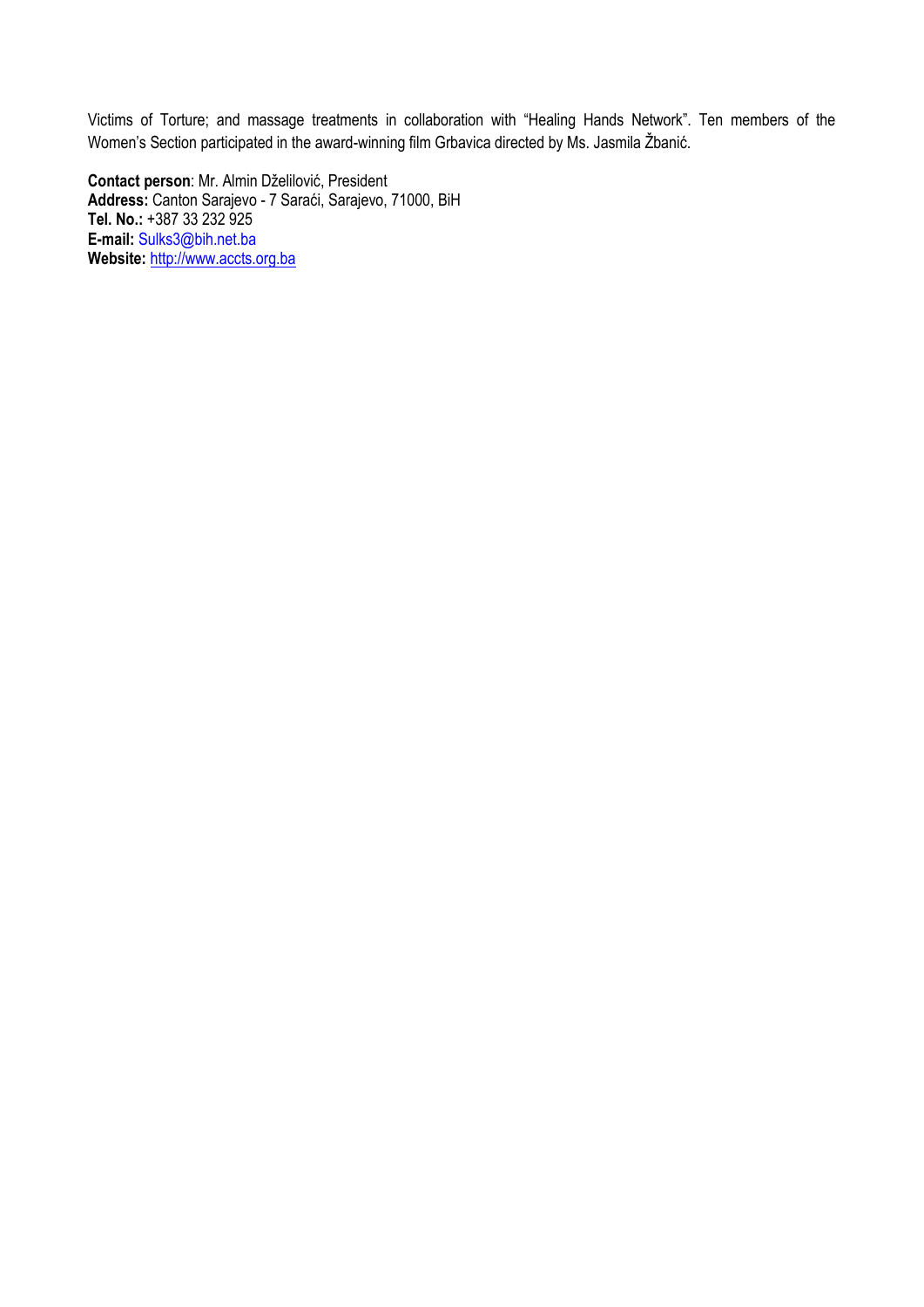Victims of Torture; and massage treatments in collaboration with “Healing Hands Network”. Ten members of the Women’s Section participated in the award-winning film Grbavica directed by Ms. Jasmila Žbanić.

**Contact person**: Mr. Almin Dželilović, President  
**Address:** Canton Sarajevo - 7 Saraći, Sarajevo, 71000, BiH  
**Tel. No.:** +387 33 232 925  
**E-mail:** Sulks3@bih.net.ba  
**Website:** http://www.accts.org.ba